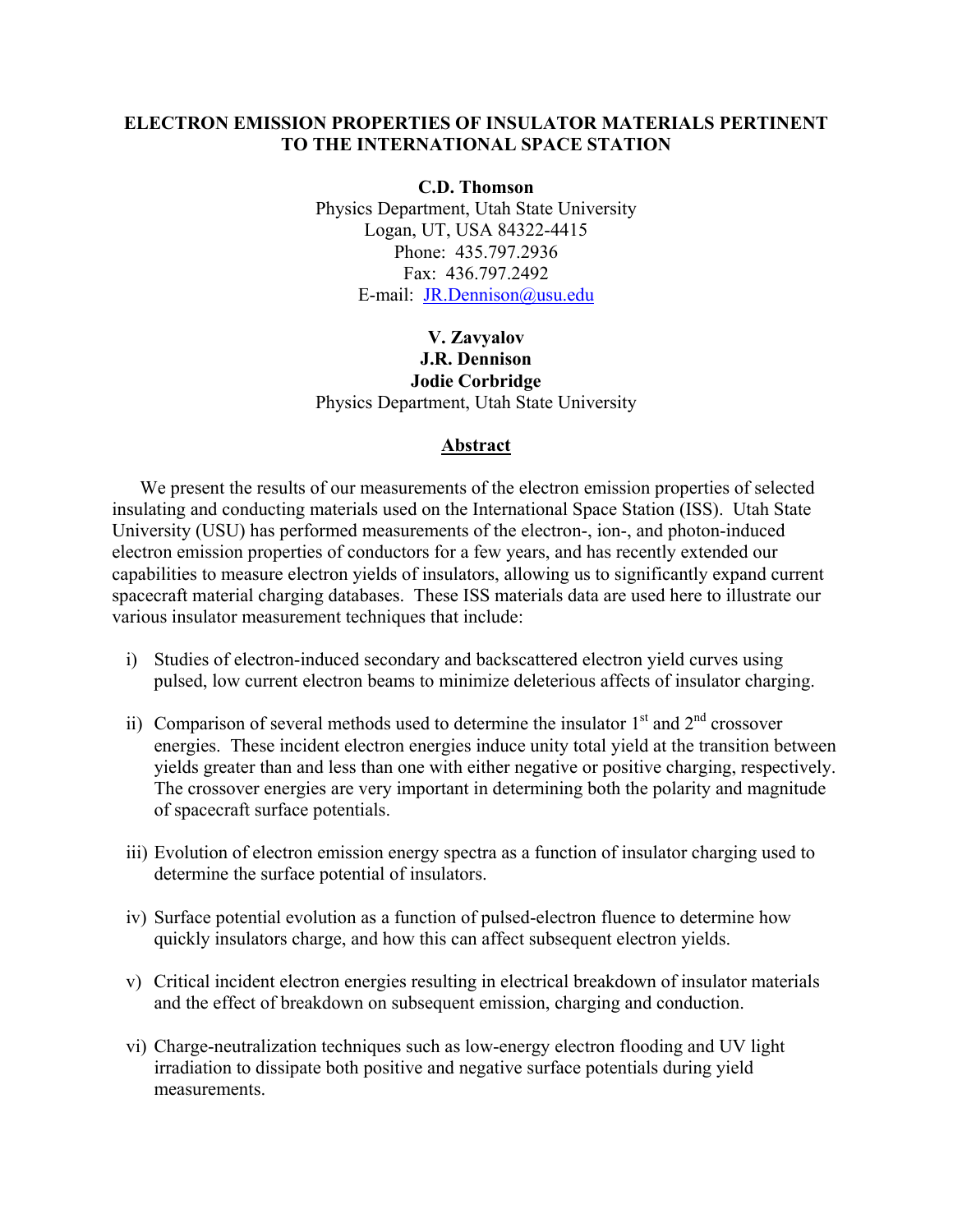# ELECTRON EMISSION PROPERTIES OF INSULATOR MATERIALS PERTINENT TO THE INTERNATIONAL SPACE STATION

**C.D. Thomson**
Physics Department, Utah State University
Logan, UT, USA 84322-4415
Phone: 435.797.2936
Fax: 436.797.2492
E-mail: JR.Dennison@usu.edu

**V. Zavyalov**
**J.R. Dennison**
**Jodie Corbridge**
Physics Department, Utah State University

## Abstract

We present the results of our measurements of the electron emission properties of selected insulating and conducting materials used on the International Space Station (ISS). Utah State University (USU) has performed measurements of the electron-, ion-, and photon-induced electron emission properties of conductors for a few years, and has recently extended our capabilities to measure electron yields of insulators, allowing us to significantly expand current spacecraft material charging databases. These ISS materials data are used here to illustrate our various insulator measurement techniques that include:

i) Studies of electron-induced secondary and backscattered electron yield curves using pulsed, low current electron beams to minimize deleterious affects of insulator charging.

ii) Comparison of several methods used to determine the insulator 1st and 2nd crossover energies. These incident electron energies induce unity total yield at the transition between yields greater than and less than one with either negative or positive charging, respectively. The crossover energies are very important in determining both the polarity and magnitude of spacecraft surface potentials.

iii) Evolution of electron emission energy spectra as a function of insulator charging used to determine the surface potential of insulators.

iv) Surface potential evolution as a function of pulsed-electron fluence to determine how quickly insulators charge, and how this can affect subsequent electron yields.

v) Critical incident electron energies resulting in electrical breakdown of insulator materials and the effect of breakdown on subsequent emission, charging and conduction.

vi) Charge-neutralization techniques such as low-energy electron flooding and UV light irradiation to dissipate both positive and negative surface potentials during yield measurements.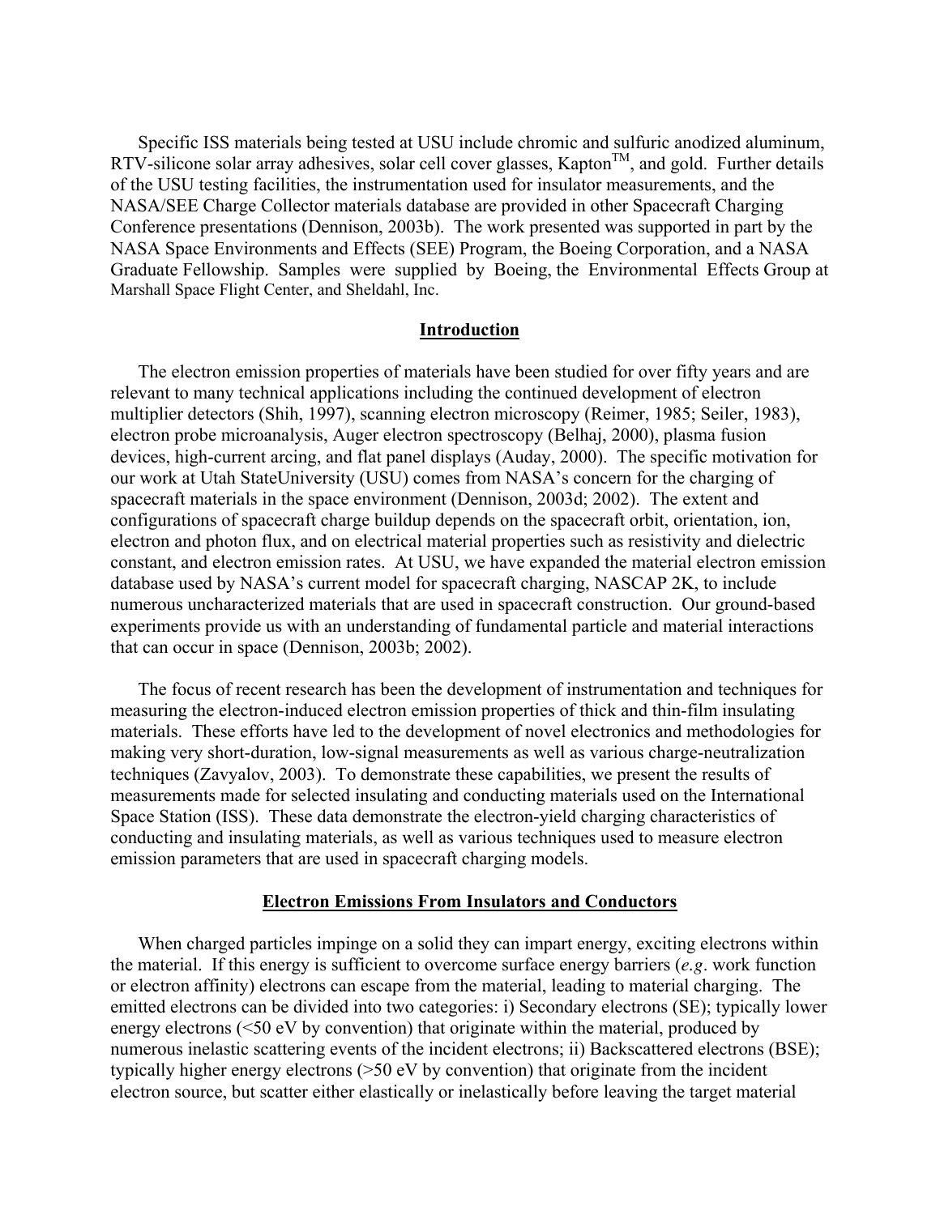Specific ISS materials being tested at USU include chromic and sulfuric anodized aluminum, RTV-silicone solar array adhesives, solar cell cover glasses, Kapton$^{TM}$, and gold. Further details of the USU testing facilities, the instrumentation used for insulator measurements, and the NASA/SEE Charge Collector materials database are provided in other Spacecraft Charging Conference presentations (Dennison, 2003b). The work presented was supported in part by the NASA Space Environments and Effects (SEE) Program, the Boeing Corporation, and a NASA Graduate Fellowship. Samples were supplied by Boeing, the Environmental Effects Group at Marshall Space Flight Center, and Sheldahl, Inc.

## Introduction

The electron emission properties of materials have been studied for over fifty years and are relevant to many technical applications including the continued development of electron multiplier detectors (Shih, 1997), scanning electron microscopy (Reimer, 1985; Seiler, 1983), electron probe microanalysis, Auger electron spectroscopy (Belhaj, 2000), plasma fusion devices, high-current arcing, and flat panel displays (Auday, 2000). The specific motivation for our work at Utah StateUniversity (USU) comes from NASA's concern for the charging of spacecraft materials in the space environment (Dennison, 2003d; 2002). The extent and configurations of spacecraft charge buildup depends on the spacecraft orbit, orientation, ion, electron and photon flux, and on electrical material properties such as resistivity and dielectric constant, and electron emission rates. At USU, we have expanded the material electron emission database used by NASA's current model for spacecraft charging, NASCAP 2K, to include numerous uncharacterized materials that are used in spacecraft construction. Our ground-based experiments provide us with an understanding of fundamental particle and material interactions that can occur in space (Dennison, 2003b; 2002).

The focus of recent research has been the development of instrumentation and techniques for measuring the electron-induced electron emission properties of thick and thin-film insulating materials. These efforts have led to the development of novel electronics and methodologies for making very short-duration, low-signal measurements as well as various charge-neutralization techniques (Zavyalov, 2003). To demonstrate these capabilities, we present the results of measurements made for selected insulating and conducting materials used on the International Space Station (ISS). These data demonstrate the electron-yield charging characteristics of conducting and insulating materials, as well as various techniques used to measure electron emission parameters that are used in spacecraft charging models.

## Electron Emissions From Insulators and Conductors

When charged particles impinge on a solid they can impart energy, exciting electrons within the material. If this energy is sufficient to overcome surface energy barriers (*e.g*. work function or electron affinity) electrons can escape from the material, leading to material charging. The emitted electrons can be divided into two categories: i) Secondary electrons (SE); typically lower energy electrons (<50 eV by convention) that originate within the material, produced by numerous inelastic scattering events of the incident electrons; ii) Backscattered electrons (BSE); typically higher energy electrons (>50 eV by convention) that originate from the incident electron source, but scatter either elastically or inelastically before leaving the target material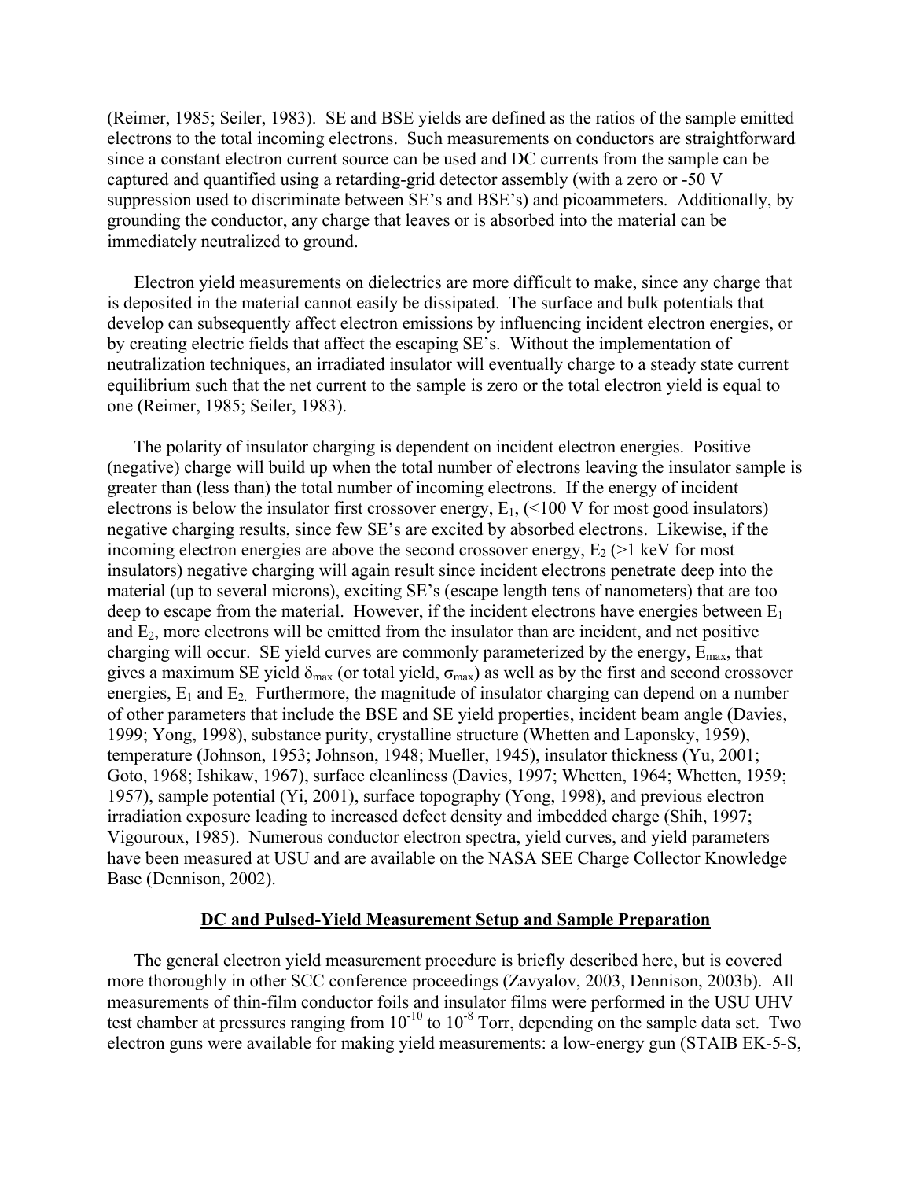(Reimer, 1985; Seiler, 1983). SE and BSE yields are defined as the ratios of the sample emitted electrons to the total incoming electrons. Such measurements on conductors are straightforward since a constant electron current source can be used and DC currents from the sample can be captured and quantified using a retarding-grid detector assembly (with a zero or -50 V suppression used to discriminate between SE's and BSE's) and picoammeters. Additionally, by grounding the conductor, any charge that leaves or is absorbed into the material can be immediately neutralized to ground.

Electron yield measurements on dielectrics are more difficult to make, since any charge that is deposited in the material cannot easily be dissipated. The surface and bulk potentials that develop can subsequently affect electron emissions by influencing incident electron energies, or by creating electric fields that affect the escaping SE's. Without the implementation of neutralization techniques, an irradiated insulator will eventually charge to a steady state current equilibrium such that the net current to the sample is zero or the total electron yield is equal to one (Reimer, 1985; Seiler, 1983).

The polarity of insulator charging is dependent on incident electron energies. Positive (negative) charge will build up when the total number of electrons leaving the insulator sample is greater than (less than) the total number of incoming electrons. If the energy of incident electrons is below the insulator first crossover energy, $E_1$, (<100 V for most good insulators) negative charging results, since few SE's are excited by absorbed electrons. Likewise, if the incoming electron energies are above the second crossover energy, $E_2$ (>1 keV for most insulators) negative charging will again result since incident electrons penetrate deep into the material (up to several microns), exciting SE's (escape length tens of nanometers) that are too deep to escape from the material. However, if the incident electrons have energies between $E_1$ and $E_2$, more electrons will be emitted from the insulator than are incident, and net positive charging will occur. SE yield curves are commonly parameterized by the energy, $E_{max}$, that gives a maximum SE yield $\delta_{max}$ (or total yield, $\sigma_{max}$) as well as by the first and second crossover energies, $E_1$ and $E_2$. Furthermore, the magnitude of insulator charging can depend on a number of other parameters that include the BSE and SE yield properties, incident beam angle (Davies, 1999; Yong, 1998), substance purity, crystalline structure (Whetten and Laponsky, 1959), temperature (Johnson, 1953; Johnson, 1948; Mueller, 1945), insulator thickness (Yu, 2001; Goto, 1968; Ishikaw, 1967), surface cleanliness (Davies, 1997; Whetten, 1964; Whetten, 1959; 1957), sample potential (Yi, 2001), surface topography (Yong, 1998), and previous electron irradiation exposure leading to increased defect density and imbedded charge (Shih, 1997; Vigouroux, 1985). Numerous conductor electron spectra, yield curves, and yield parameters have been measured at USU and are available on the NASA SEE Charge Collector Knowledge Base (Dennison, 2002).

## DC and Pulsed-Yield Measurement Setup and Sample Preparation

The general electron yield measurement procedure is briefly described here, but is covered more thoroughly in other SCC conference proceedings (Zavyalov, 2003, Dennison, 2003b). All measurements of thin-film conductor foils and insulator films were performed in the USU UHV test chamber at pressures ranging from $10^{-10}$ to $10^{-8}$ Torr, depending on the sample data set. Two electron guns were available for making yield measurements: a low-energy gun (STAIB EK-5-S,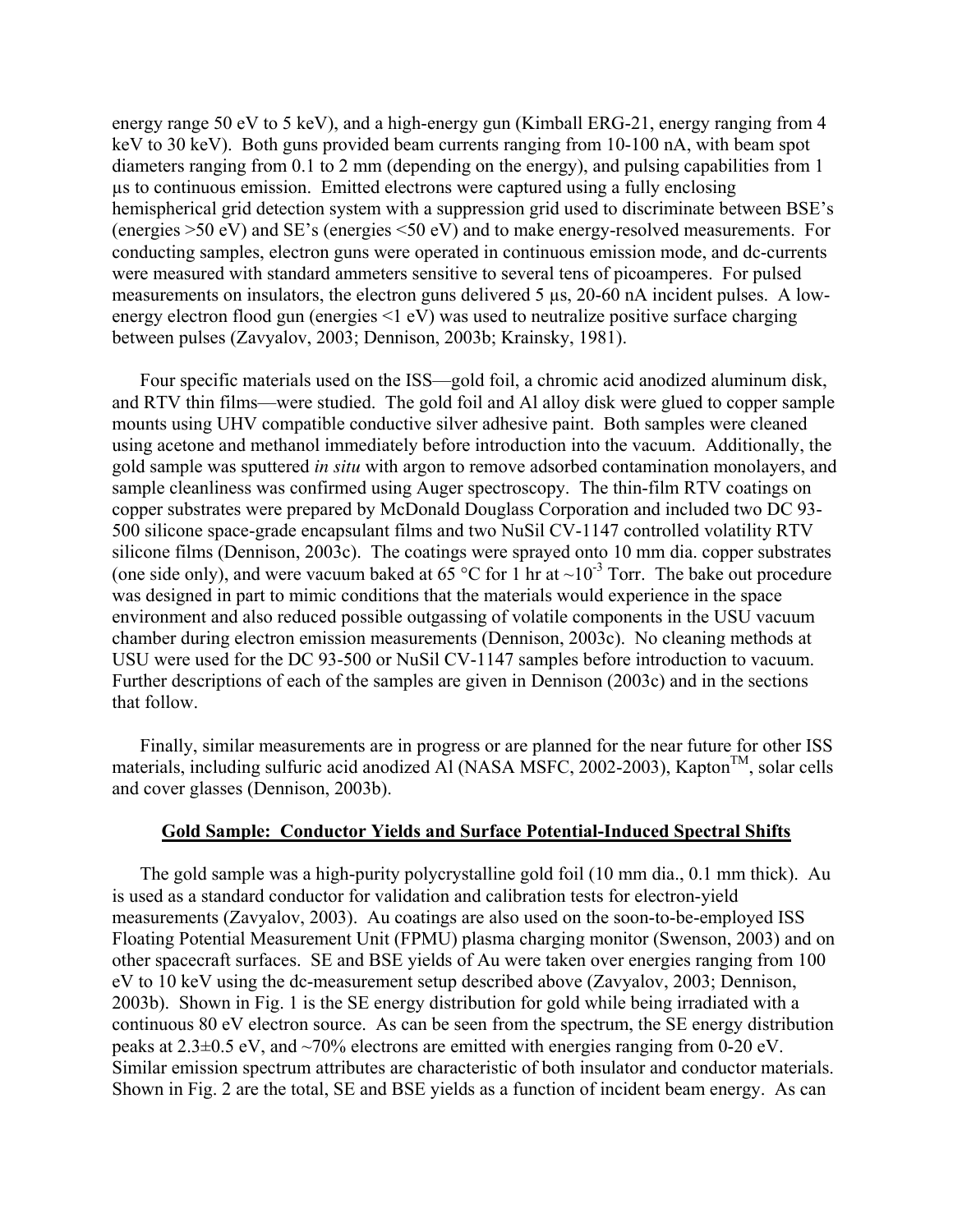energy range 50 eV to 5 keV), and a high-energy gun (Kimball ERG-21, energy ranging from 4 keV to 30 keV). Both guns provided beam currents ranging from 10-100 nA, with beam spot diameters ranging from 0.1 to 2 mm (depending on the energy), and pulsing capabilities from 1 μs to continuous emission. Emitted electrons were captured using a fully enclosing hemispherical grid detection system with a suppression grid used to discriminate between BSE's (energies >50 eV) and SE's (energies <50 eV) and to make energy-resolved measurements. For conducting samples, electron guns were operated in continuous emission mode, and dc-currents were measured with standard ammeters sensitive to several tens of picoamperes. For pulsed measurements on insulators, the electron guns delivered 5 μs, 20-60 nA incident pulses. A low-energy electron flood gun (energies <1 eV) was used to neutralize positive surface charging between pulses (Zavyalov, 2003; Dennison, 2003b; Krainsky, 1981).

Four specific materials used on the ISS—gold foil, a chromic acid anodized aluminum disk, and RTV thin films—were studied. The gold foil and Al alloy disk were glued to copper sample mounts using UHV compatible conductive silver adhesive paint. Both samples were cleaned using acetone and methanol immediately before introduction into the vacuum. Additionally, the gold sample was sputtered *in situ* with argon to remove adsorbed contamination monolayers, and sample cleanliness was confirmed using Auger spectroscopy. The thin-film RTV coatings on copper substrates were prepared by McDonald Douglass Corporation and included two DC 93-500 silicone space-grade encapsulant films and two NuSil CV-1147 controlled volatility RTV silicone films (Dennison, 2003c). The coatings were sprayed onto 10 mm dia. copper substrates (one side only), and were vacuum baked at 65 °C for 1 hr at $\sim 10^{-3}$ Torr. The bake out procedure was designed in part to mimic conditions that the materials would experience in the space environment and also reduced possible outgassing of volatile components in the USU vacuum chamber during electron emission measurements (Dennison, 2003c). No cleaning methods at USU were used for the DC 93-500 or NuSil CV-1147 samples before introduction to vacuum. Further descriptions of each of the samples are given in Dennison (2003c) and in the sections that follow.

Finally, similar measurements are in progress or are planned for the near future for other ISS materials, including sulfuric acid anodized Al (NASA MSFC, 2002-2003), Kapton™, solar cells and cover glasses (Dennison, 2003b).

## Gold Sample: Conductor Yields and Surface Potential-Induced Spectral Shifts

The gold sample was a high-purity polycrystalline gold foil (10 mm dia., 0.1 mm thick). Au is used as a standard conductor for validation and calibration tests for electron-yield measurements (Zavyalov, 2003). Au coatings are also used on the soon-to-be-employed ISS Floating Potential Measurement Unit (FPMU) plasma charging monitor (Swenson, 2003) and on other spacecraft surfaces. SE and BSE yields of Au were taken over energies ranging from 100 eV to 10 keV using the dc-measurement setup described above (Zavyalov, 2003; Dennison, 2003b). Shown in Fig. 1 is the SE energy distribution for gold while being irradiated with a continuous 80 eV electron source. As can be seen from the spectrum, the SE energy distribution peaks at 2.3±0.5 eV, and ~70% electrons are emitted with energies ranging from 0-20 eV. Similar emission spectrum attributes are characteristic of both insulator and conductor materials. Shown in Fig. 2 are the total, SE and BSE yields as a function of incident beam energy. As can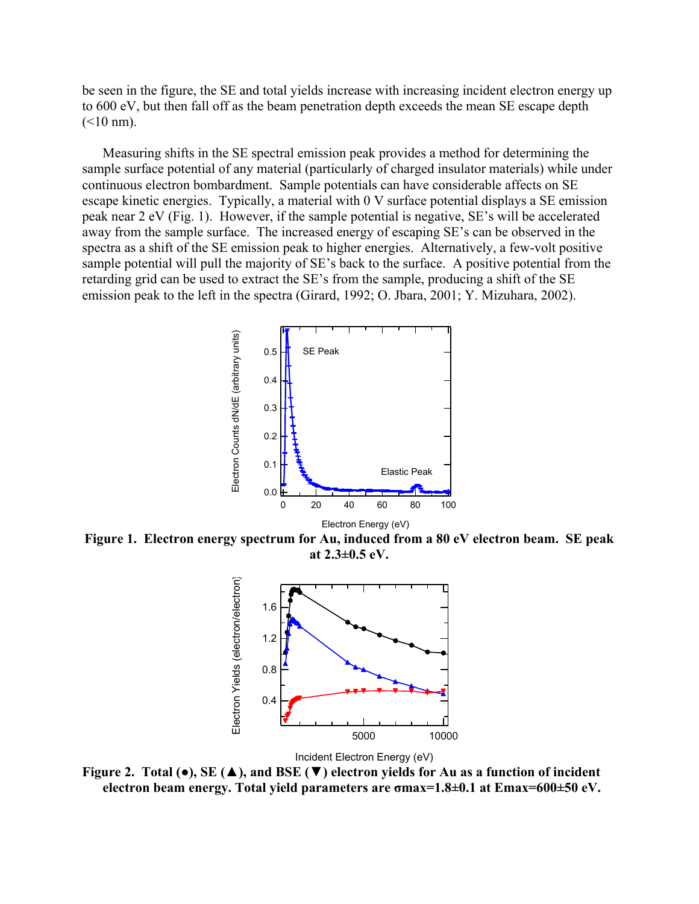be seen in the figure, the SE and total yields increase with increasing incident electron energy up to 600 eV, but then fall off as the beam penetration depth exceeds the mean SE escape depth (<10 nm).

Measuring shifts in the SE spectral emission peak provides a method for determining the sample surface potential of any material (particularly of charged insulator materials) while under continuous electron bombardment. Sample potentials can have considerable affects on SE escape kinetic energies. Typically, a material with 0 V surface potential displays a SE emission peak near 2 eV (Fig. 1). However, if the sample potential is negative, SE's will be accelerated away from the sample surface. The increased energy of escaping SE's can be observed in the spectra as a shift of the SE emission peak to higher energies. Alternatively, a few-volt positive sample potential will pull the majority of SE's back to the surface. A positive potential from the retarding grid can be used to extract the SE's from the sample, producing a shift of the SE emission peak to the left in the spectra (Girard, 1992; O. Jbara, 2001; Y. Mizuhara, 2002).

**Figure 1. Electron energy spectrum for Au, induced from a 80 eV electron beam. SE peak at 2.3±0.5 eV.**

**Figure 2. Total (●), SE (▲), and BSE (▼) electron yields for Au as a function of incident electron beam energy. Total yield parameters are σmax=1.8±0.1 at Emax=600±50 eV.**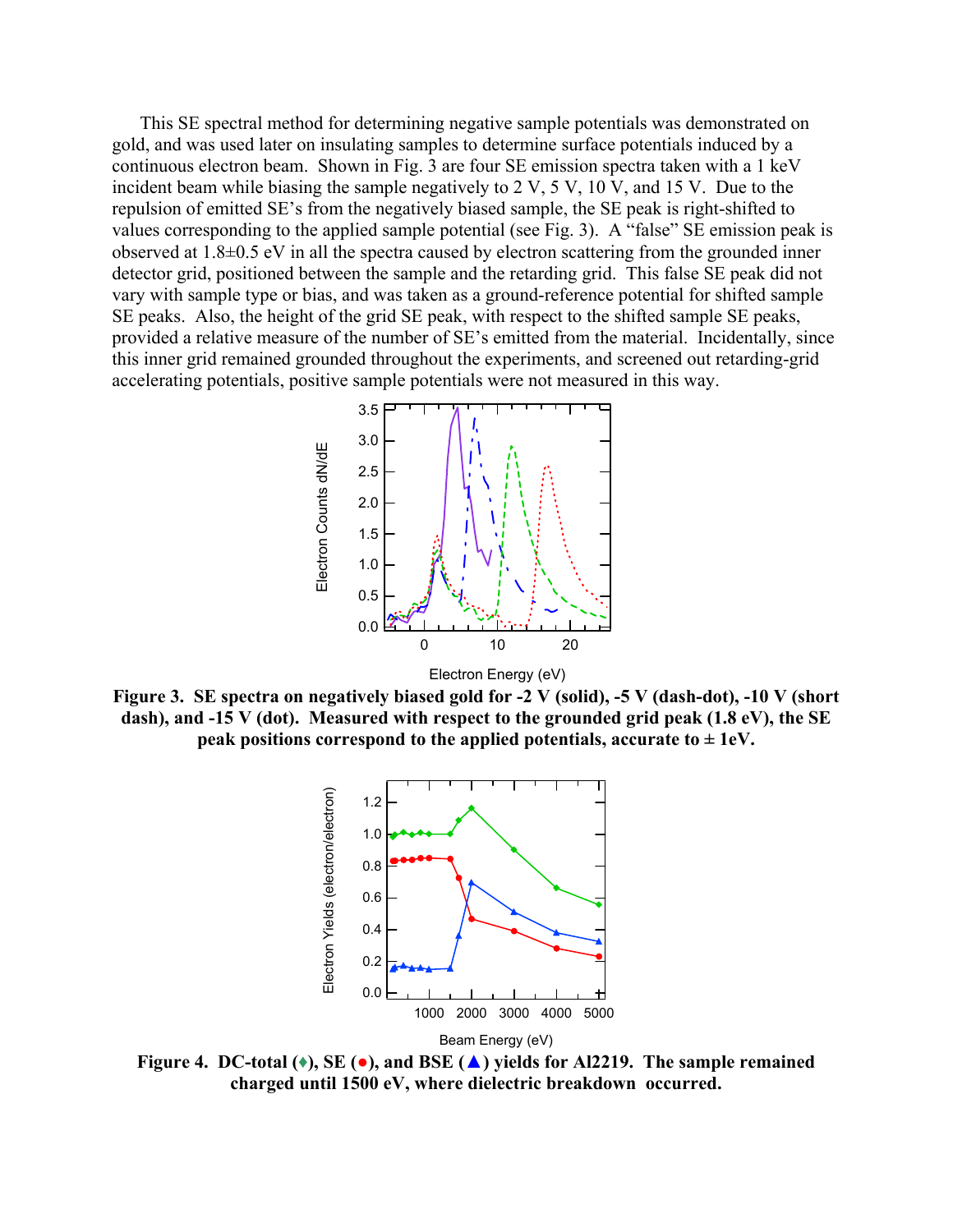This SE spectral method for determining negative sample potentials was demonstrated on gold, and was used later on insulating samples to determine surface potentials induced by a continuous electron beam. Shown in Fig. 3 are four SE emission spectra taken with a 1 keV incident beam while biasing the sample negatively to 2 V, 5 V, 10 V, and 15 V. Due to the repulsion of emitted SE's from the negatively biased sample, the SE peak is right-shifted to values corresponding to the applied sample potential (see Fig. 3). A "false" SE emission peak is observed at 1.8±0.5 eV in all the spectra caused by electron scattering from the grounded inner detector grid, positioned between the sample and the retarding grid. This false SE peak did not vary with sample type or bias, and was taken as a ground-reference potential for shifted sample SE peaks. Also, the height of the grid SE peak, with respect to the shifted sample SE peaks, provided a relative measure of the number of SE's emitted from the material. Incidentally, since this inner grid remained grounded throughout the experiments, and screened out retarding-grid accelerating potentials, positive sample potentials were not measured in this way.

**Figure 3. SE spectra on negatively biased gold for -2 V (solid), -5 V (dash-dot), -10 V (short dash), and -15 V (dot). Measured with respect to the grounded grid peak (1.8 eV), the SE peak positions correspond to the applied potentials, accurate to ± 1eV.**

**Figure 4. DC-total (♦), SE (●), and BSE (▲) yields for Al2219. The sample remained charged until 1500 eV, where dielectric breakdown occurred.**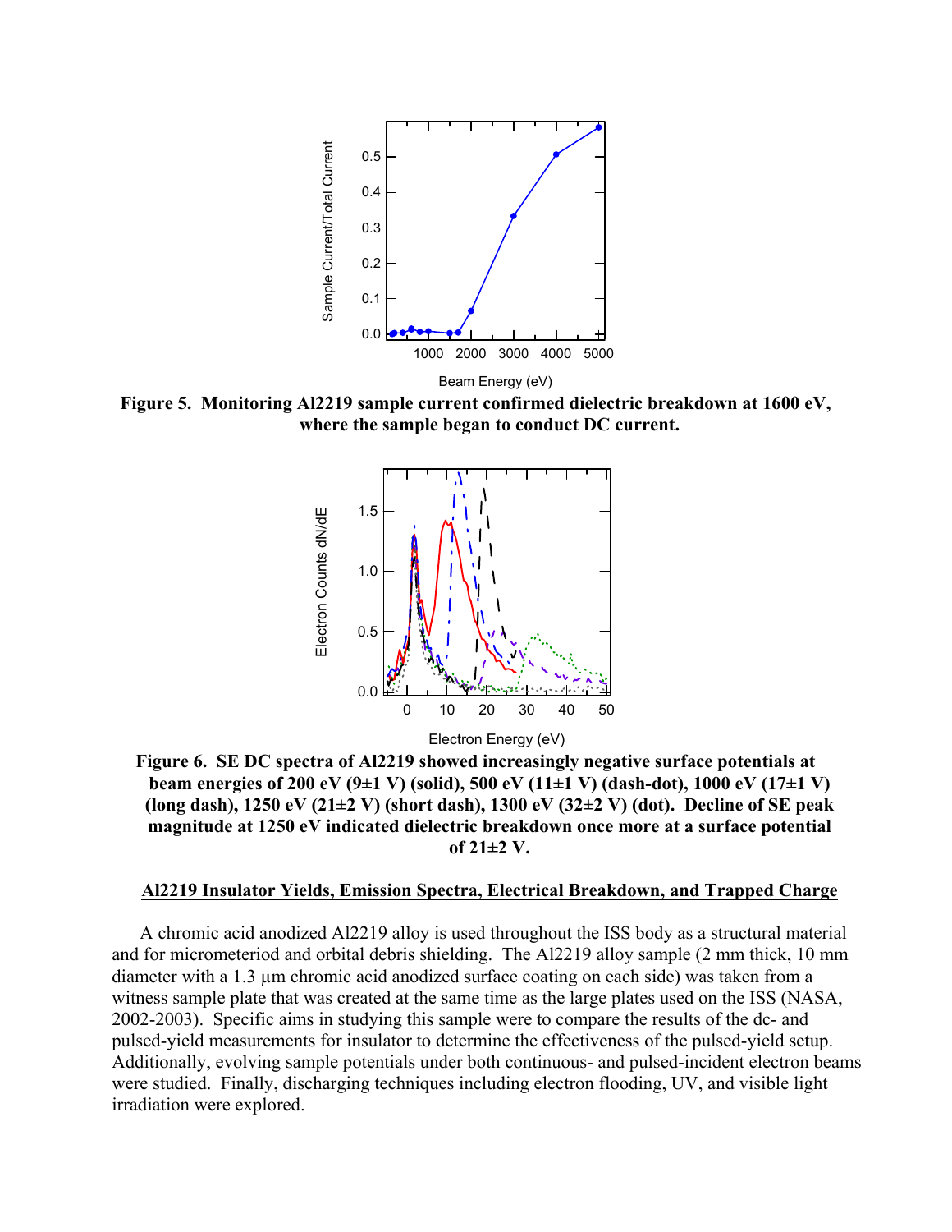**Figure 5. Monitoring Al2219 sample current confirmed dielectric breakdown at 1600 eV, where the sample began to conduct DC current.**

**Figure 6. SE DC spectra of Al2219 showed increasingly negative surface potentials at beam energies of 200 eV (9±1 V) (solid), 500 eV (11±1 V) (dash-dot), 1000 eV (17±1 V) (long dash), 1250 eV (21±2 V) (short dash), 1300 eV (32±2 V) (dot). Decline of SE peak magnitude at 1250 eV indicated dielectric breakdown once more at a surface potential of 21±2 V.**

## Al2219 Insulator Yields, Emission Spectra, Electrical Breakdown, and Trapped Charge

A chromic acid anodized Al2219 alloy is used throughout the ISS body as a structural material and for micrometeriod and orbital debris shielding. The Al2219 alloy sample (2 mm thick, 10 mm diameter with a 1.3 µm chromic acid anodized surface coating on each side) was taken from a witness sample plate that was created at the same time as the large plates used on the ISS (NASA, 2002-2003). Specific aims in studying this sample were to compare the results of the dc- and pulsed-yield measurements for insulator to determine the effectiveness of the pulsed-yield setup. Additionally, evolving sample potentials under both continuous- and pulsed-incident electron beams were studied. Finally, discharging techniques including electron flooding, UV, and visible light irradiation were explored.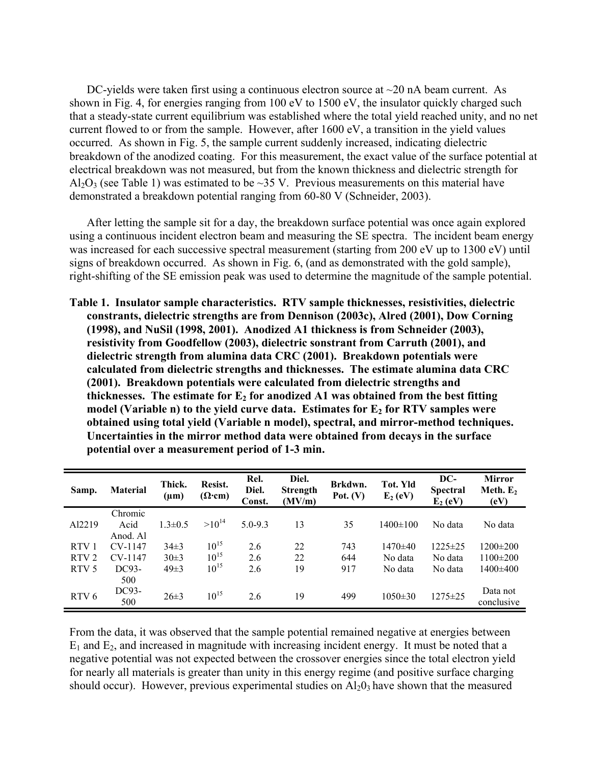DC-yields were taken first using a continuous electron source at ~20 nA beam current. As shown in Fig. 4, for energies ranging from 100 eV to 1500 eV, the insulator quickly charged such that a steady-state current equilibrium was established where the total yield reached unity, and no net current flowed to or from the sample. However, after 1600 eV, a transition in the yield values occurred. As shown in Fig. 5, the sample current suddenly increased, indicating dielectric breakdown of the anodized coating. For this measurement, the exact value of the surface potential at electrical breakdown was not measured, but from the known thickness and dielectric strength for $Al_2O_3$ (see Table 1) was estimated to be ~35 V. Previous measurements on this material have demonstrated a breakdown potential ranging from 60-80 V (Schneider, 2003).

After letting the sample sit for a day, the breakdown surface potential was once again explored using a continuous incident electron beam and measuring the SE spectra. The incident beam energy was increased for each successive spectral measurement (starting from 200 eV up to 1300 eV) until signs of breakdown occurred. As shown in Fig. 6, (and as demonstrated with the gold sample), right-shifting of the SE emission peak was used to determine the magnitude of the sample potential.

**Table 1. Insulator sample characteristics. RTV sample thicknesses, resistivities, dielectric constrants, dielectric strengths are from Dennison (2003c), Alred (2001), Dow Corning (1998), and NuSil (1998, 2001). Anodized A1 thickness is from Schneider (2003), resistivity from Goodfellow (2003), dielectric sonstrant from Carruth (2001), and dielectric strength from alumina data CRC (2001). Breakdown potentials were calculated from dielectric strengths and thicknesses. The estimate alumina data CRC (2001). Breakdown potentials were calculated from dielectric strengths and thicknesses. The estimate for $E_2$ for anodized A1 was obtained from the best fitting model (Variable n) to the yield curve data. Estimates for $E_2$ for RTV samples were obtained using total yield (Variable n model), spectral, and mirror-method techniques. Uncertainties in the mirror method data were obtained from decays in the surface potential over a measurement period of 1-3 min.**

| Samp. | Material | Thick. (μm) | Resist. (Ω·cm) | Rel. Diel. Const. | Diel. Strength (MV/m) | Brkdwn. Pot. (V) | Tot. Yld $E_2$ (eV) | DC-Spectral $E_2$ (eV) | Mirror Meth. $E_2$ (eV) |
|---|---|---|---|---|---|---|---|---|---|
| Al2219 | Chromic Acid Anod. Al | 1.3±0.5 | $>10^{14}$ | 5.0-9.3 | 13 | 35 | 1400±100 | No data | No data |
| RTV 1 | CV-1147 | 34±3 | $10^{15}$ | 2.6 | 22 | 743 | 1470±40 | 1225±25 | 1200±200 |
| RTV 2 | CV-1147 | 30±3 | $10^{15}$ | 2.6 | 22 | 644 | No data | No data | 1100±200 |
| RTV 5 | DC93-500 | 49±3 | $10^{15}$ | 2.6 | 19 | 917 | No data | No data | 1400±400 |
| RTV 6 | DC93-500 | 26±3 | $10^{15}$ | 2.6 | 19 | 499 | 1050±30 | 1275±25 | Data not conclusive |

From the data, it was observed that the sample potential remained negative at energies between $E_1$ and $E_2$, and increased in magnitude with increasing incident energy. It must be noted that a negative potential was not expected between the crossover energies since the total electron yield for nearly all materials is greater than unity in this energy regime (and positive surface charging should occur). However, previous experimental studies on $Al_2O_3$ have shown that the measured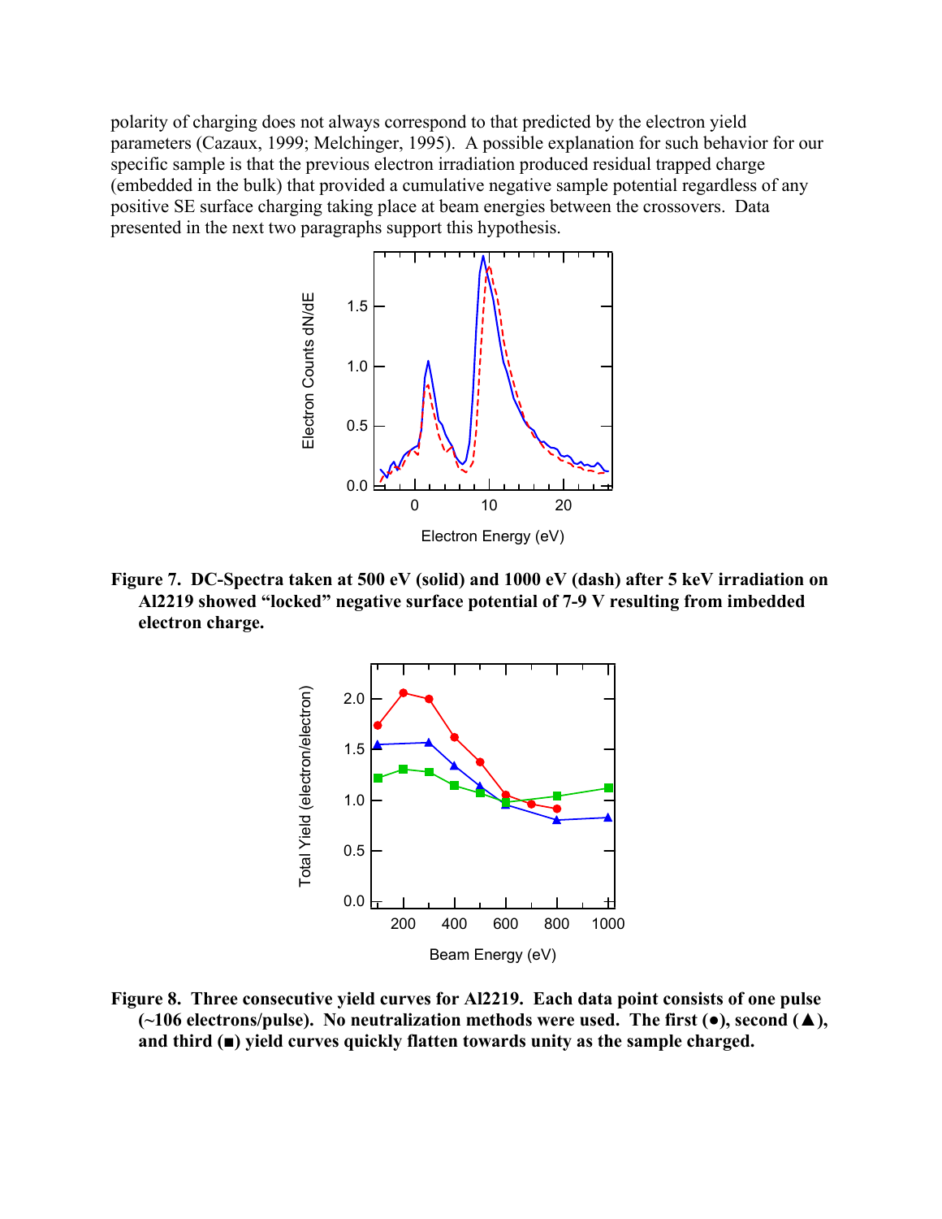polarity of charging does not always correspond to that predicted by the electron yield parameters (Cazaux, 1999; Melchinger, 1995). A possible explanation for such behavior for our specific sample is that the previous electron irradiation produced residual trapped charge (embedded in the bulk) that provided a cumulative negative sample potential regardless of any positive SE surface charging taking place at beam energies between the crossovers. Data presented in the next two paragraphs support this hypothesis.

**Figure 7. DC-Spectra taken at 500 eV (solid) and 1000 eV (dash) after 5 keV irradiation on Al2219 showed "locked" negative surface potential of 7-9 V resulting from imbedded electron charge.**

**Figure 8. Three consecutive yield curves for Al2219. Each data point consists of one pulse (~106 electrons/pulse). No neutralization methods were used. The first (●), second (▲), and third (■) yield curves quickly flatten towards unity as the sample charged.**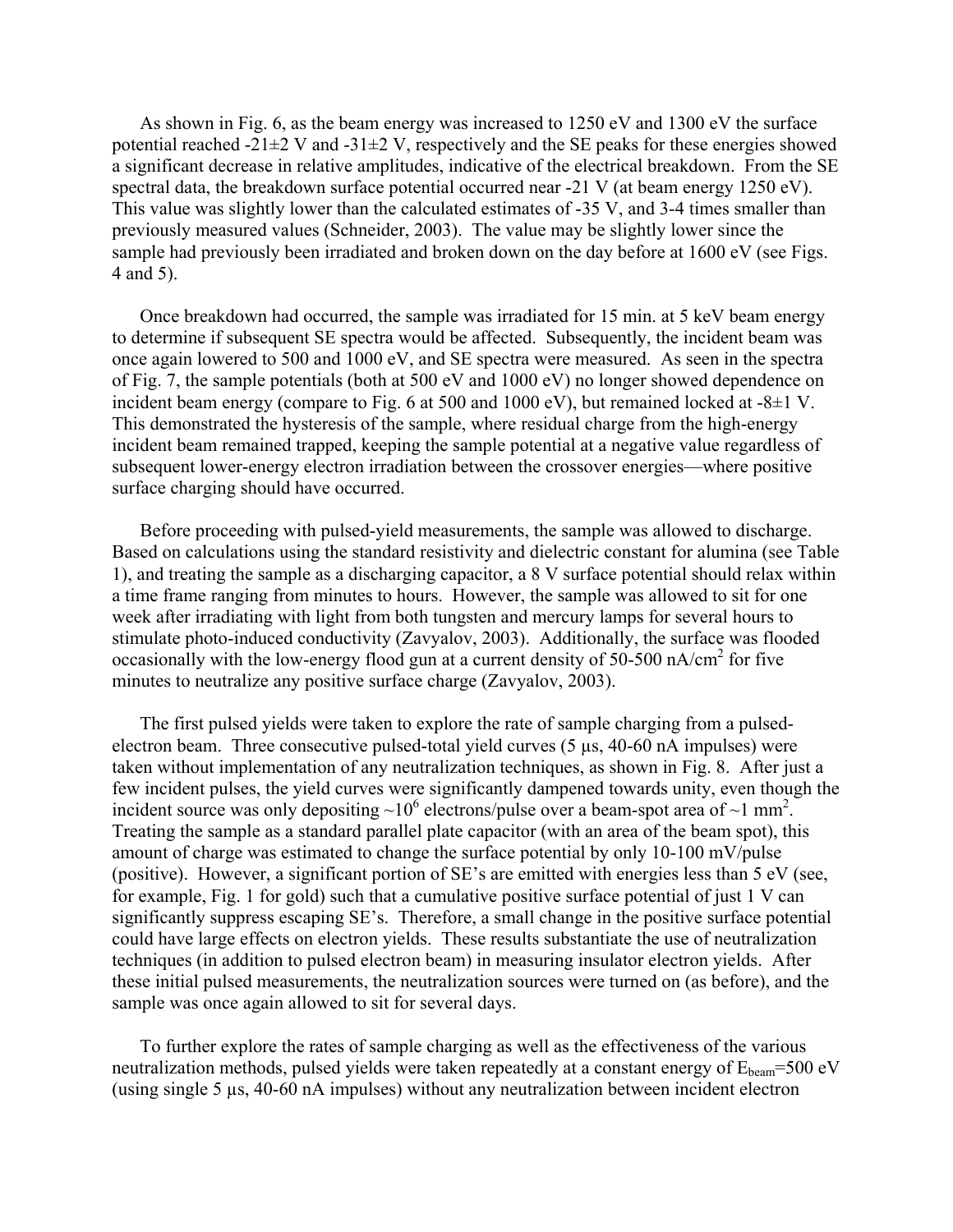As shown in Fig. 6, as the beam energy was increased to 1250 eV and 1300 eV the surface potential reached -21±2 V and -31±2 V, respectively and the SE peaks for these energies showed a significant decrease in relative amplitudes, indicative of the electrical breakdown. From the SE spectral data, the breakdown surface potential occurred near -21 V (at beam energy 1250 eV). This value was slightly lower than the calculated estimates of -35 V, and 3-4 times smaller than previously measured values (Schneider, 2003). The value may be slightly lower since the sample had previously been irradiated and broken down on the day before at 1600 eV (see Figs. 4 and 5).

Once breakdown had occurred, the sample was irradiated for 15 min. at 5 keV beam energy to determine if subsequent SE spectra would be affected. Subsequently, the incident beam was once again lowered to 500 and 1000 eV, and SE spectra were measured. As seen in the spectra of Fig. 7, the sample potentials (both at 500 eV and 1000 eV) no longer showed dependence on incident beam energy (compare to Fig. 6 at 500 and 1000 eV), but remained locked at -8±1 V. This demonstrated the hysteresis of the sample, where residual charge from the high-energy incident beam remained trapped, keeping the sample potential at a negative value regardless of subsequent lower-energy electron irradiation between the crossover energies—where positive surface charging should have occurred.

Before proceeding with pulsed-yield measurements, the sample was allowed to discharge. Based on calculations using the standard resistivity and dielectric constant for alumina (see Table 1), and treating the sample as a discharging capacitor, a 8 V surface potential should relax within a time frame ranging from minutes to hours. However, the sample was allowed to sit for one week after irradiating with light from both tungsten and mercury lamps for several hours to stimulate photo-induced conductivity (Zavyalov, 2003). Additionally, the surface was flooded occasionally with the low-energy flood gun at a current density of 50-500 nA/cm$^2$ for five minutes to neutralize any positive surface charge (Zavyalov, 2003).

The first pulsed yields were taken to explore the rate of sample charging from a pulsed-electron beam. Three consecutive pulsed-total yield curves (5 μs, 40-60 nA impulses) were taken without implementation of any neutralization techniques, as shown in Fig. 8. After just a few incident pulses, the yield curves were significantly dampened towards unity, even though the incident source was only depositing ~10$^6$ electrons/pulse over a beam-spot area of ~1 mm$^2$. Treating the sample as a standard parallel plate capacitor (with an area of the beam spot), this amount of charge was estimated to change the surface potential by only 10-100 mV/pulse (positive). However, a significant portion of SE's are emitted with energies less than 5 eV (see, for example, Fig. 1 for gold) such that a cumulative positive surface potential of just 1 V can significantly suppress escaping SE's. Therefore, a small change in the positive surface potential could have large effects on electron yields. These results substantiate the use of neutralization techniques (in addition to pulsed electron beam) in measuring insulator electron yields. After these initial pulsed measurements, the neutralization sources were turned on (as before), and the sample was once again allowed to sit for several days.

To further explore the rates of sample charging as well as the effectiveness of the various neutralization methods, pulsed yields were taken repeatedly at a constant energy of $E_{beam}$=500 eV (using single 5 μs, 40-60 nA impulses) without any neutralization between incident electron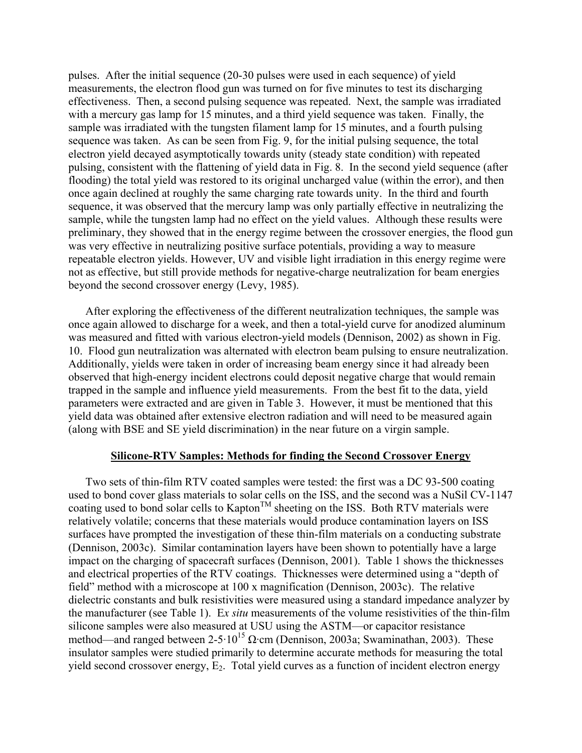pulses. After the initial sequence (20-30 pulses were used in each sequence) of yield measurements, the electron flood gun was turned on for five minutes to test its discharging effectiveness. Then, a second pulsing sequence was repeated. Next, the sample was irradiated with a mercury gas lamp for 15 minutes, and a third yield sequence was taken. Finally, the sample was irradiated with the tungsten filament lamp for 15 minutes, and a fourth pulsing sequence was taken. As can be seen from Fig. 9, for the initial pulsing sequence, the total electron yield decayed asymptotically towards unity (steady state condition) with repeated pulsing, consistent with the flattening of yield data in Fig. 8. In the second yield sequence (after flooding) the total yield was restored to its original uncharged value (within the error), and then once again declined at roughly the same charging rate towards unity. In the third and fourth sequence, it was observed that the mercury lamp was only partially effective in neutralizing the sample, while the tungsten lamp had no effect on the yield values. Although these results were preliminary, they showed that in the energy regime between the crossover energies, the flood gun was very effective in neutralizing positive surface potentials, providing a way to measure repeatable electron yields. However, UV and visible light irradiation in this energy regime were not as effective, but still provide methods for negative-charge neutralization for beam energies beyond the second crossover energy (Levy, 1985).

After exploring the effectiveness of the different neutralization techniques, the sample was once again allowed to discharge for a week, and then a total-yield curve for anodized aluminum was measured and fitted with various electron-yield models (Dennison, 2002) as shown in Fig. 10. Flood gun neutralization was alternated with electron beam pulsing to ensure neutralization. Additionally, yields were taken in order of increasing beam energy since it had already been observed that high-energy incident electrons could deposit negative charge that would remain trapped in the sample and influence yield measurements. From the best fit to the data, yield parameters were extracted and are given in Table 3. However, it must be mentioned that this yield data was obtained after extensive electron radiation and will need to be measured again (along with BSE and SE yield discrimination) in the near future on a virgin sample.

## Silicone-RTV Samples: Methods for finding the Second Crossover Energy

Two sets of thin-film RTV coated samples were tested: the first was a DC 93-500 coating used to bond cover glass materials to solar cells on the ISS, and the second was a NuSil CV-1147 coating used to bond solar cells to Kapton[TM] sheeting on the ISS. Both RTV materials were relatively volatile; concerns that these materials would produce contamination layers on ISS surfaces have prompted the investigation of these thin-film materials on a conducting substrate (Dennison, 2003c). Similar contamination layers have been shown to potentially have a large impact on the charging of spacecraft surfaces (Dennison, 2001). Table 1 shows the thicknesses and electrical properties of the RTV coatings. Thicknesses were determined using a "depth of field" method with a microscope at 100 x magnification (Dennison, 2003c). The relative dielectric constants and bulk resistivities were measured using a standard impedance analyzer by the manufacturer (see Table 1). E*x situ* measurements of the volume resistivities of the thin-film silicone samples were also measured at USU using the ASTM—or capacitor resistance method—and ranged between $2\text{-}5\cdot10^{15}$ Ω·cm (Dennison, 2003a; Swaminathan, 2003). These insulator samples were studied primarily to determine accurate methods for measuring the total yield second crossover energy, $E_2$. Total yield curves as a function of incident electron energy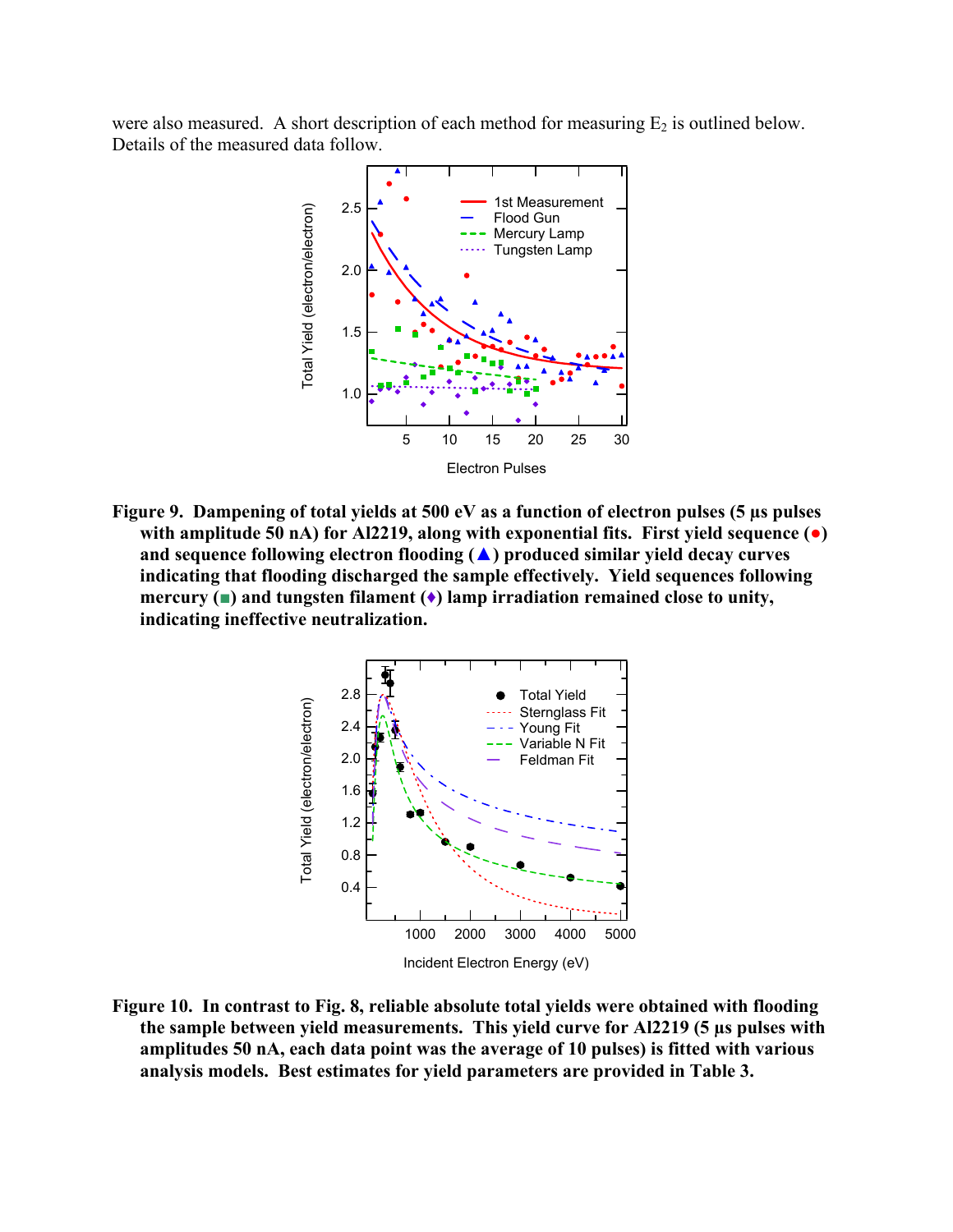were also measured. A short description of each method for measuring $E_2$ is outlined below. Details of the measured data follow.

**Figure 9. Dampening of total yields at 500 eV as a function of electron pulses (5 μs pulses with amplitude 50 nA) for Al2219, along with exponential fits. First yield sequence (●) and sequence following electron flooding (▲) produced similar yield decay curves indicating that flooding discharged the sample effectively. Yield sequences following mercury (■) and tungsten filament (♦) lamp irradiation remained close to unity, indicating ineffective neutralization.**

**Figure 10. In contrast to Fig. 8, reliable absolute total yields were obtained with flooding the sample between yield measurements. This yield curve for Al2219 (5 μs pulses with amplitudes 50 nA, each data point was the average of 10 pulses) is fitted with various analysis models. Best estimates for yield parameters are provided in Table 3.**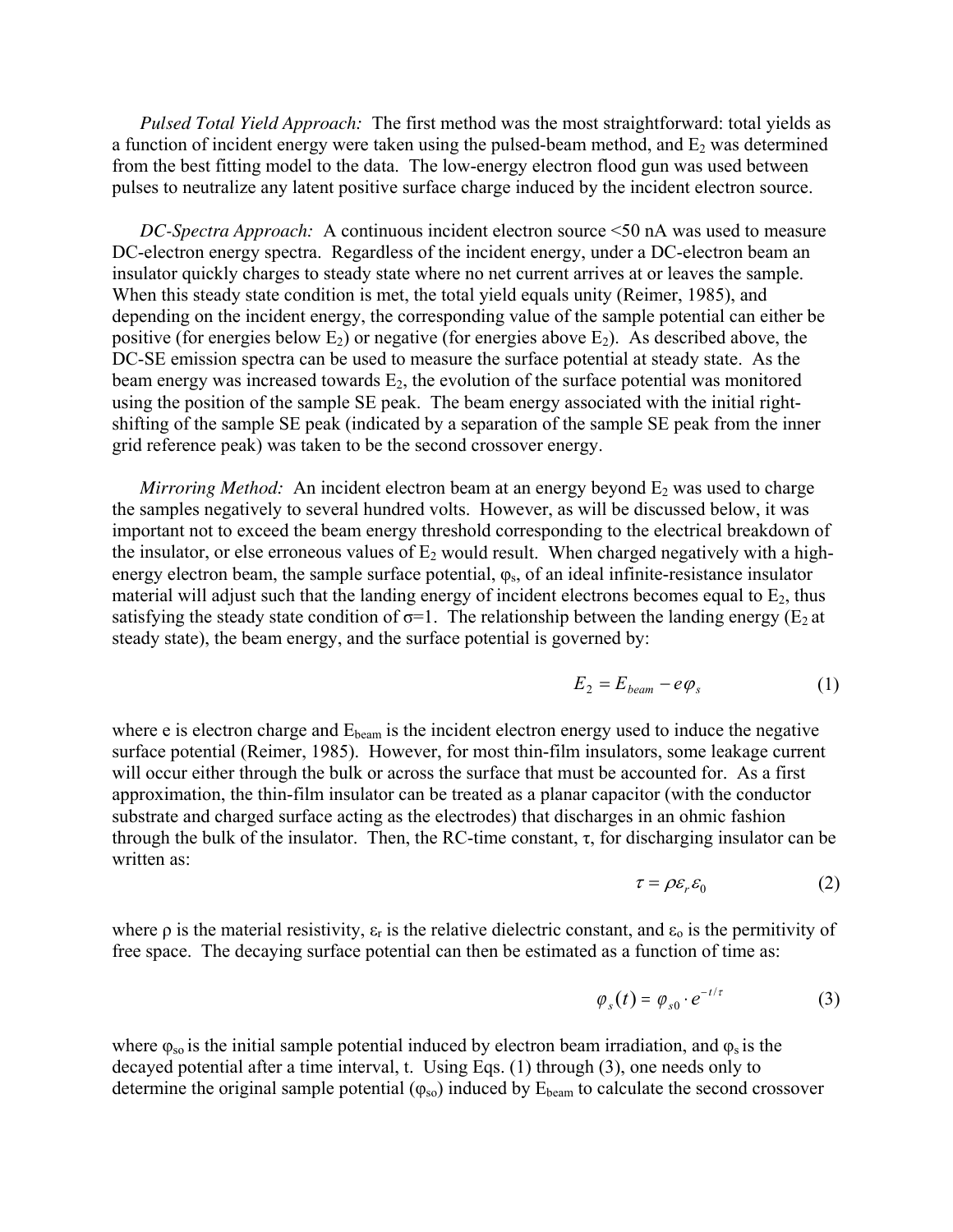*Pulsed Total Yield Approach:* The first method was the most straightforward: total yields as a function of incident energy were taken using the pulsed-beam method, and $E_2$ was determined from the best fitting model to the data. The low-energy electron flood gun was used between pulses to neutralize any latent positive surface charge induced by the incident electron source.

*DC-Spectra Approach:* A continuous incident electron source <50 nA was used to measure DC-electron energy spectra. Regardless of the incident energy, under a DC-electron beam an insulator quickly charges to steady state where no net current arrives at or leaves the sample. When this steady state condition is met, the total yield equals unity (Reimer, 1985), and depending on the incident energy, the corresponding value of the sample potential can either be positive (for energies below $E_2$) or negative (for energies above $E_2$). As described above, the DC-SE emission spectra can be used to measure the surface potential at steady state. As the beam energy was increased towards $E_2$, the evolution of the surface potential was monitored using the position of the sample SE peak. The beam energy associated with the initial right-shifting of the sample SE peak (indicated by a separation of the sample SE peak from the inner grid reference peak) was taken to be the second crossover energy.

*Mirroring Method:* An incident electron beam at an energy beyond $E_2$ was used to charge the samples negatively to several hundred volts. However, as will be discussed below, it was important not to exceed the beam energy threshold corresponding to the electrical breakdown of the insulator, or else erroneous values of $E_2$ would result. When charged negatively with a high-energy electron beam, the sample surface potential, $\varphi_s$, of an ideal infinite-resistance insulator material will adjust such that the landing energy of incident electrons becomes equal to $E_2$, thus satisfying the steady state condition of $\sigma$=1. The relationship between the landing energy ($E_2$ at steady state), the beam energy, and the surface potential is governed by:

$$E_2 = E_{beam} - e\varphi_s \tag{1}$$

where e is electron charge and $E_{beam}$ is the incident electron energy used to induce the negative surface potential (Reimer, 1985). However, for most thin-film insulators, some leakage current will occur either through the bulk or across the surface that must be accounted for. As a first approximation, the thin-film insulator can be treated as a planar capacitor (with the conductor substrate and charged surface acting as the electrodes) that discharges in an ohmic fashion through the bulk of the insulator. Then, the RC-time constant, $\tau$, for discharging insulator can be written as:

$$\tau = \rho \varepsilon_r \varepsilon_0 \tag{2}$$

where $\rho$ is the material resistivity, $\varepsilon_r$ is the relative dielectric constant, and $\varepsilon_o$ is the permitivity of free space. The decaying surface potential can then be estimated as a function of time as:

$$\varphi_s(t) = \varphi_{s0} \cdot e^{-t/\tau} \tag{3}$$

where $\varphi_{so}$ is the initial sample potential induced by electron beam irradiation, and $\varphi_s$ is the decayed potential after a time interval, t. Using Eqs. (1) through (3), one needs only to determine the original sample potential ($\varphi_{so}$) induced by $E_{beam}$ to calculate the second crossover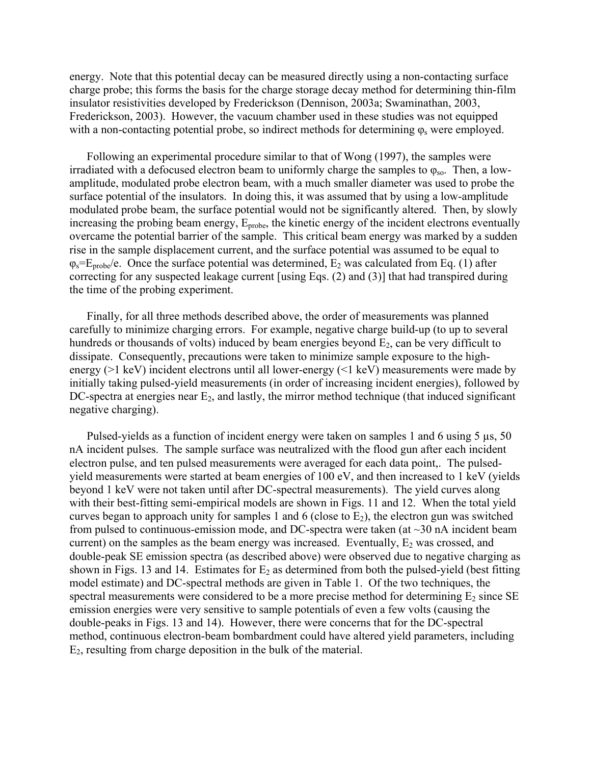energy. Note that this potential decay can be measured directly using a non-contacting surface charge probe; this forms the basis for the charge storage decay method for determining thin-film insulator resistivities developed by Frederickson (Dennison, 2003a; Swaminathan, 2003, Frederickson, 2003). However, the vacuum chamber used in these studies was not equipped with a non-contacting potential probe, so indirect methods for determining $\varphi_s$ were employed.

Following an experimental procedure similar to that of Wong (1997), the samples were irradiated with a defocused electron beam to uniformly charge the samples to $\varphi_{so}$. Then, a low-amplitude, modulated probe electron beam, with a much smaller diameter was used to probe the surface potential of the insulators. In doing this, it was assumed that by using a low-amplitude modulated probe beam, the surface potential would not be significantly altered. Then, by slowly increasing the probing beam energy, $E_{probe}$, the kinetic energy of the incident electrons eventually overcame the potential barrier of the sample. This critical beam energy was marked by a sudden rise in the sample displacement current, and the surface potential was assumed to be equal to $\varphi_s = E_{probe}/e$. Once the surface potential was determined, $E_2$ was calculated from Eq. (1) after correcting for any suspected leakage current [using Eqs. (2) and (3)] that had transpired during the time of the probing experiment.

Finally, for all three methods described above, the order of measurements was planned carefully to minimize charging errors. For example, negative charge build-up (to up to several hundreds or thousands of volts) induced by beam energies beyond $E_2$, can be very difficult to dissipate. Consequently, precautions were taken to minimize sample exposure to the high-energy (>1 keV) incident electrons until all lower-energy (<1 keV) measurements were made by initially taking pulsed-yield measurements (in order of increasing incident energies), followed by DC-spectra at energies near $E_2$, and lastly, the mirror method technique (that induced significant negative charging).

Pulsed-yields as a function of incident energy were taken on samples 1 and 6 using 5 μs, 50 nA incident pulses. The sample surface was neutralized with the flood gun after each incident electron pulse, and ten pulsed measurements were averaged for each data point,. The pulsed-yield measurements were started at beam energies of 100 eV, and then increased to 1 keV (yields beyond 1 keV were not taken until after DC-spectral measurements). The yield curves along with their best-fitting semi-empirical models are shown in Figs. 11 and 12. When the total yield curves began to approach unity for samples 1 and 6 (close to $E_2$), the electron gun was switched from pulsed to continuous-emission mode, and DC-spectra were taken (at ~30 nA incident beam current) on the samples as the beam energy was increased. Eventually, $E_2$ was crossed, and double-peak SE emission spectra (as described above) were observed due to negative charging as shown in Figs. 13 and 14. Estimates for $E_2$ as determined from both the pulsed-yield (best fitting model estimate) and DC-spectral methods are given in Table 1. Of the two techniques, the spectral measurements were considered to be a more precise method for determining $E_2$ since SE emission energies were very sensitive to sample potentials of even a few volts (causing the double-peaks in Figs. 13 and 14). However, there were concerns that for the DC-spectral method, continuous electron-beam bombardment could have altered yield parameters, including $E_2$, resulting from charge deposition in the bulk of the material.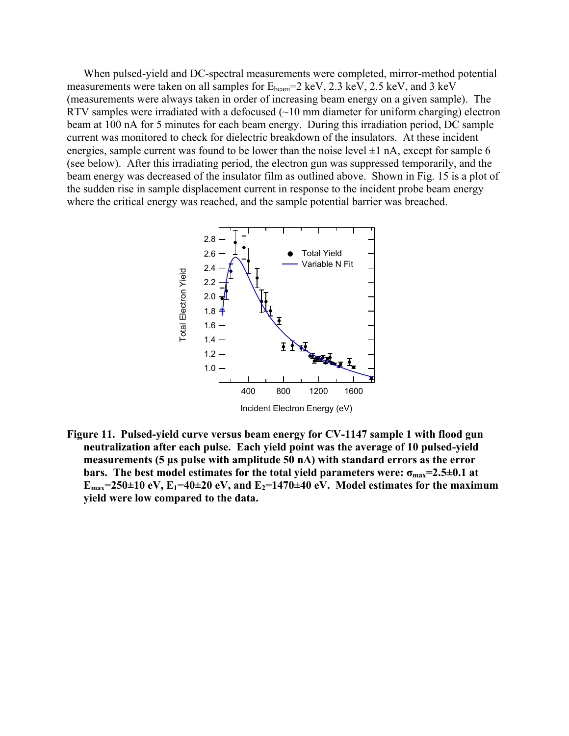When pulsed-yield and DC-spectral measurements were completed, mirror-method potential measurements were taken on all samples for $E_{beam}$=2 keV, 2.3 keV, 2.5 keV, and 3 keV (measurements were always taken in order of increasing beam energy on a given sample). The RTV samples were irradiated with a defocused (~10 mm diameter for uniform charging) electron beam at 100 nA for 5 minutes for each beam energy. During this irradiation period, DC sample current was monitored to check for dielectric breakdown of the insulators. At these incident energies, sample current was found to be lower than the noise level ±1 nA, except for sample 6 (see below). After this irradiating period, the electron gun was suppressed temporarily, and the beam energy was decreased of the insulator film as outlined above. Shown in Fig. 15 is a plot of the sudden rise in sample displacement current in response to the incident probe beam energy where the critical energy was reached, and the sample potential barrier was breached.

**Figure 11. Pulsed-yield curve versus beam energy for CV-1147 sample 1 with flood gun neutralization after each pulse. Each yield point was the average of 10 pulsed-yield measurements (5 μs pulse with amplitude 50 nA) with standard errors as the error bars. The best model estimates for the total yield parameters were: $\sigma_{max}$=2.5±0.1 at $E_{max}$=250±10 eV, $E_1$=40±20 eV, and $E_2$=1470±40 eV. Model estimates for the maximum yield were low compared to the data.**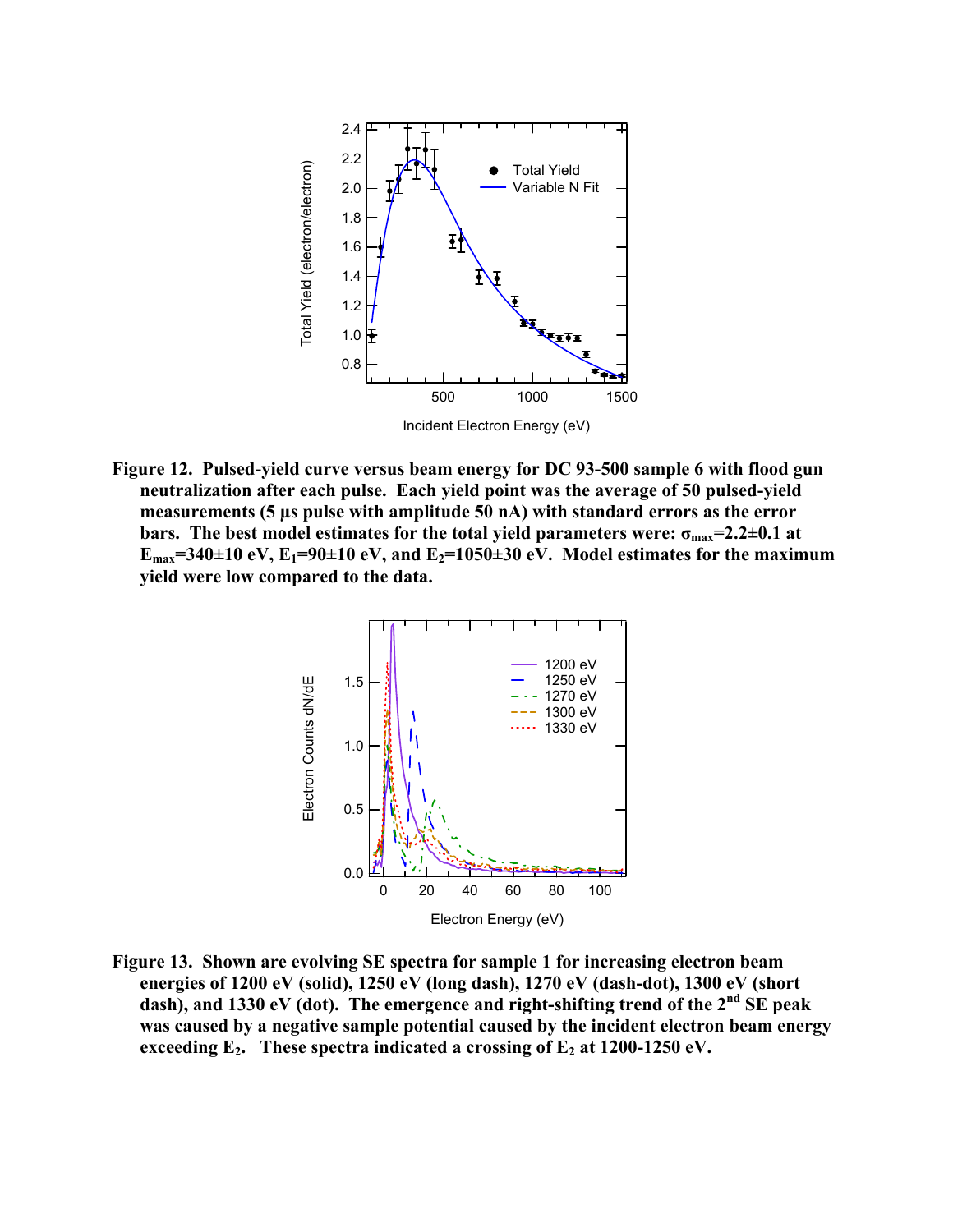**Figure 12. Pulsed-yield curve versus beam energy for DC 93-500 sample 6 with flood gun neutralization after each pulse. Each yield point was the average of 50 pulsed-yield measurements (5 µs pulse with amplitude 50 nA) with standard errors as the error bars. The best model estimates for the total yield parameters were: $\sigma_{max}$=2.2±0.1 at $E_{max}$=340±10 eV, $E_1$=90±10 eV, and $E_2$=1050±30 eV. Model estimates for the maximum yield were low compared to the data.**

**Figure 13. Shown are evolving SE spectra for sample 1 for increasing electron beam energies of 1200 eV (solid), 1250 eV (long dash), 1270 eV (dash-dot), 1300 eV (short dash), and 1330 eV (dot). The emergence and right-shifting trend of the 2nd SE peak was caused by a negative sample potential caused by the incident electron beam energy exceeding $E_2$. These spectra indicated a crossing of $E_2$ at 1200-1250 eV.**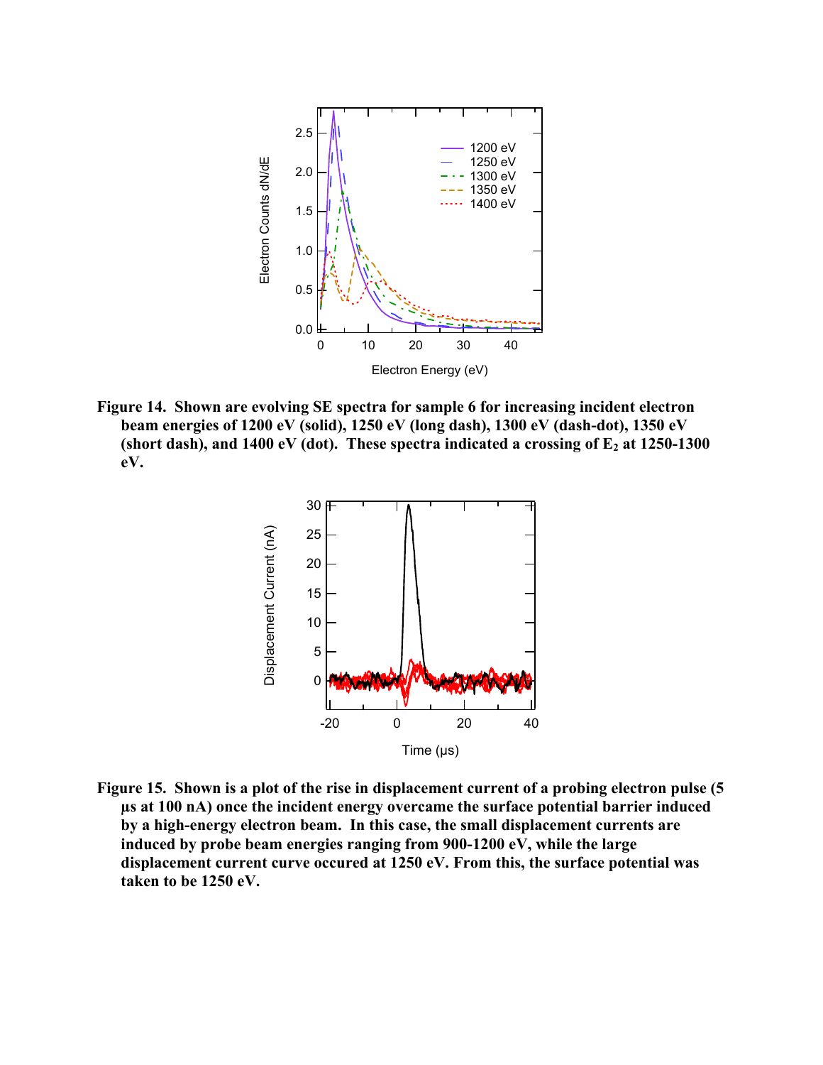**Figure 14. Shown are evolving SE spectra for sample 6 for increasing incident electron beam energies of 1200 eV (solid), 1250 eV (long dash), 1300 eV (dash-dot), 1350 eV (short dash), and 1400 eV (dot). These spectra indicated a crossing of $E_2$ at 1250-1300 eV.**

**Figure 15. Shown is a plot of the rise in displacement current of a probing electron pulse (5 μs at 100 nA) once the incident energy overcame the surface potential barrier induced by a high-energy electron beam. In this case, the small displacement currents are induced by probe beam energies ranging from 900-1200 eV, while the large displacement current curve occured at 1250 eV. From this, the surface potential was taken to be 1250 eV.**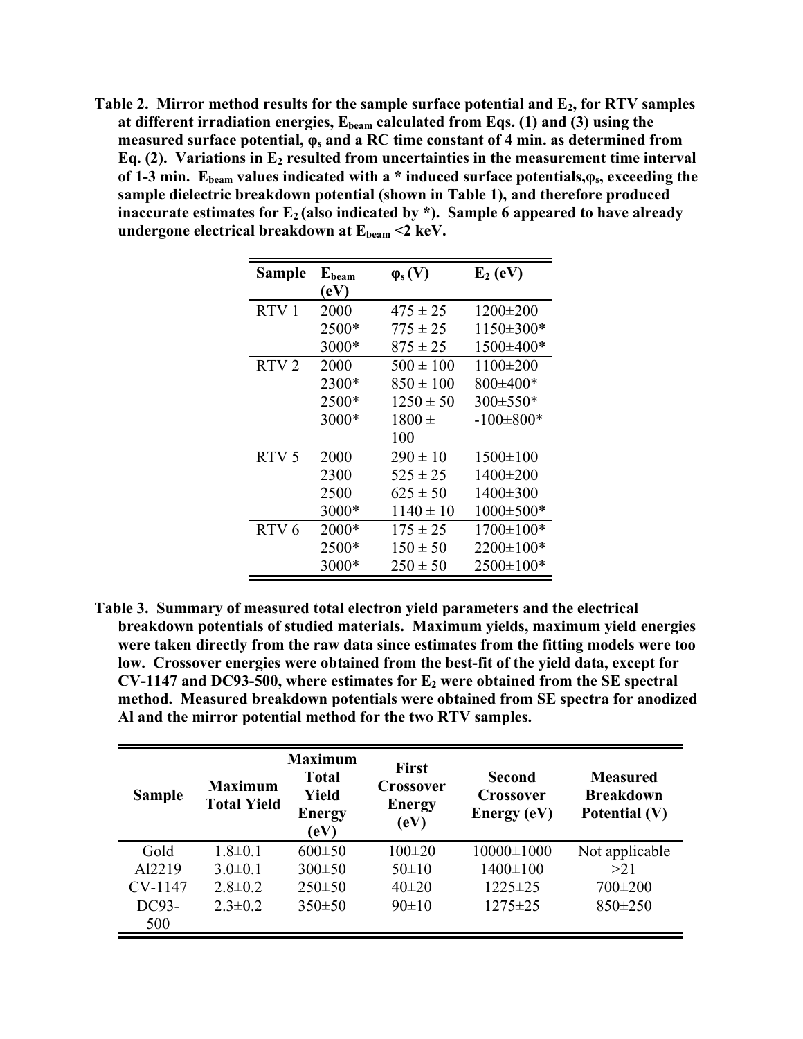**Table 2. Mirror method results for the sample surface potential and $E_2$, for RTV samples at different irradiation energies, $E_{beam}$ calculated from Eqs. (1) and (3) using the measured surface potential, $\varphi_s$ and a RC time constant of 4 min. as determined from Eq. (2). Variations in $E_2$ resulted from uncertainties in the measurement time interval of 1-3 min. $E_{beam}$ values indicated with a * induced surface potentials, $\varphi_s$, exceeding the sample dielectric breakdown potential (shown in Table 1), and therefore produced inaccurate estimates for $E_2$ (also indicated by *). Sample 6 appeared to have already undergone electrical breakdown at $E_{beam}$ <2 keV.**

| Sample | $E_{beam}$ (eV) | $\varphi_s$ (V) | $E_2$ (eV) |
|---|---|---|---|
| RTV 1 | 2000 | 475 ± 25 | 1200±200 |
| | 2500* | 775 ± 25 | 1150±300* |
| | 3000* | 875 ± 25 | 1500±400* |
| RTV 2 | 2000 | 500 ± 100 | 1100±200 |
| | 2300* | 850 ± 100 | 800±400* |
| | 2500* | 1250 ± 50 | 300±550* |
| | 3000* | 1800 ± 100 | -100±800* |
| RTV 5 | 2000 | 290 ± 10 | 1500±100 |
| | 2300 | 525 ± 25 | 1400±200 |
| | 2500 | 625 ± 50 | 1400±300 |
| | 3000* | 1140 ± 10 | 1000±500* |
| RTV 6 | 2000* | 175 ± 25 | 1700±100* |
| | 2500* | 150 ± 50 | 2200±100* |
| | 3000* | 250 ± 50 | 2500±100* |

**Table 3. Summary of measured total electron yield parameters and the electrical breakdown potentials of studied materials. Maximum yields, maximum yield energies were taken directly from the raw data since estimates from the fitting models were too low. Crossover energies were obtained from the best-fit of the yield data, except for CV-1147 and DC93-500, where estimates for $E_2$ were obtained from the SE spectral method. Measured breakdown potentials were obtained from SE spectra for anodized Al and the mirror potential method for the two RTV samples.**

| Sample | Maximum Total Yield | Maximum Total Yield Energy (eV) | First Crossover Energy (eV) | Second Crossover Energy (eV) | Measured Breakdown Potential (V) |
|---|---|---|---|---|---|
| Gold | 1.8±0.1 | 600±50 | 100±20 | 10000±1000 | Not applicable |
| Al2219 | 3.0±0.1 | 300±50 | 50±10 | 1400±100 | >21 |
| CV-1147 | 2.8±0.2 | 250±50 | 40±20 | 1225±25 | 700±200 |
| DC93-500 | 2.3±0.2 | 350±50 | 90±10 | 1275±25 | 850±250 |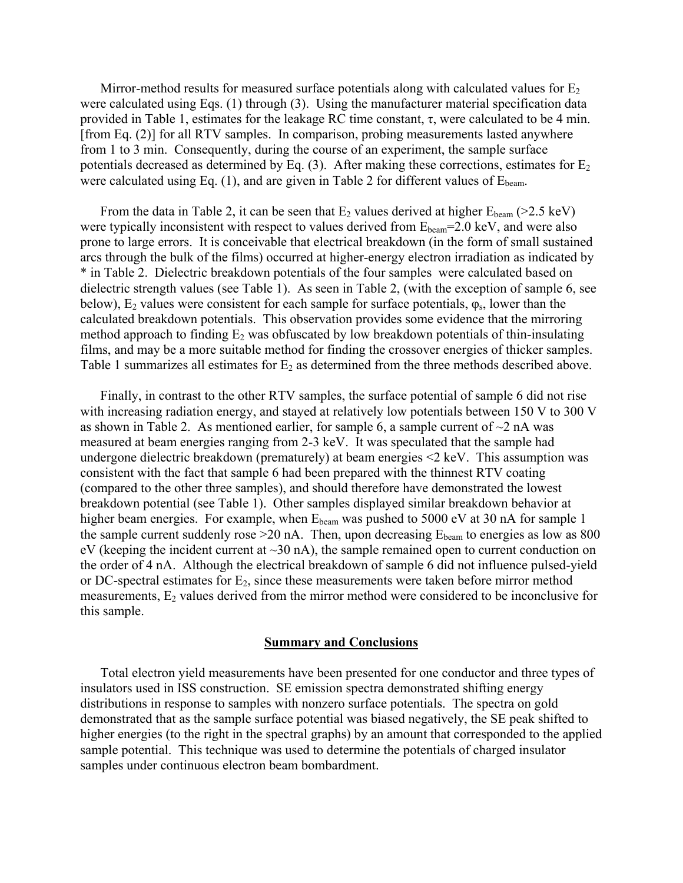Mirror-method results for measured surface potentials along with calculated values for $E_2$ were calculated using Eqs. (1) through (3). Using the manufacturer material specification data provided in Table 1, estimates for the leakage RC time constant, $\tau$, were calculated to be 4 min. [from Eq. (2)] for all RTV samples. In comparison, probing measurements lasted anywhere from 1 to 3 min. Consequently, during the course of an experiment, the sample surface potentials decreased as determined by Eq. (3). After making these corrections, estimates for $E_2$ were calculated using Eq. (1), and are given in Table 2 for different values of $E_{beam}$.

From the data in Table 2, it can be seen that $E_2$ values derived at higher $E_{beam}$ (>2.5 keV) were typically inconsistent with respect to values derived from $E_{beam}$=2.0 keV, and were also prone to large errors. It is conceivable that electrical breakdown (in the form of small sustained arcs through the bulk of the films) occurred at higher-energy electron irradiation as indicated by * in Table 2. Dielectric breakdown potentials of the four samples were calculated based on dielectric strength values (see Table 1). As seen in Table 2, (with the exception of sample 6, see below), $E_2$ values were consistent for each sample for surface potentials, $\varphi_s$, lower than the calculated breakdown potentials. This observation provides some evidence that the mirroring method approach to finding $E_2$ was obfuscated by low breakdown potentials of thin-insulating films, and may be a more suitable method for finding the crossover energies of thicker samples. Table 1 summarizes all estimates for $E_2$ as determined from the three methods described above.

Finally, in contrast to the other RTV samples, the surface potential of sample 6 did not rise with increasing radiation energy, and stayed at relatively low potentials between 150 V to 300 V as shown in Table 2. As mentioned earlier, for sample 6, a sample current of ~2 nA was measured at beam energies ranging from 2-3 keV. It was speculated that the sample had undergone dielectric breakdown (prematurely) at beam energies <2 keV. This assumption was consistent with the fact that sample 6 had been prepared with the thinnest RTV coating (compared to the other three samples), and should therefore have demonstrated the lowest breakdown potential (see Table 1). Other samples displayed similar breakdown behavior at higher beam energies. For example, when $E_{beam}$ was pushed to 5000 eV at 30 nA for sample 1 the sample current suddenly rose >20 nA. Then, upon decreasing $E_{beam}$ to energies as low as 800 eV (keeping the incident current at ~30 nA), the sample remained open to current conduction on the order of 4 nA. Although the electrical breakdown of sample 6 did not influence pulsed-yield or DC-spectral estimates for $E_2$, since these measurements were taken before mirror method measurements, $E_2$ values derived from the mirror method were considered to be inconclusive for this sample.

## Summary and Conclusions

Total electron yield measurements have been presented for one conductor and three types of insulators used in ISS construction. SE emission spectra demonstrated shifting energy distributions in response to samples with nonzero surface potentials. The spectra on gold demonstrated that as the sample surface potential was biased negatively, the SE peak shifted to higher energies (to the right in the spectral graphs) by an amount that corresponded to the applied sample potential. This technique was used to determine the potentials of charged insulator samples under continuous electron beam bombardment.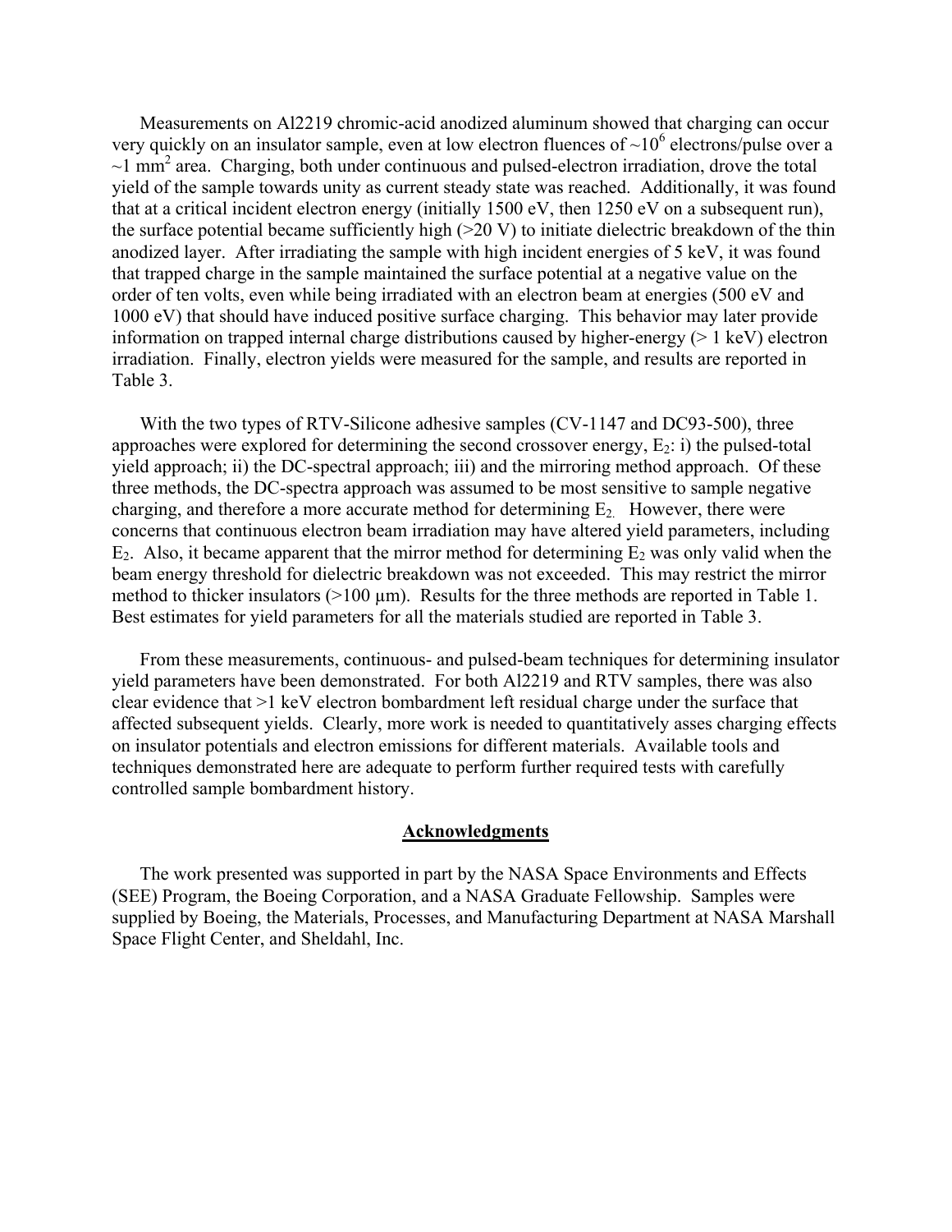Measurements on Al2219 chromic-acid anodized aluminum showed that charging can occur very quickly on an insulator sample, even at low electron fluences of ~$10^6$ electrons/pulse over a ~1 $mm^2$ area. Charging, both under continuous and pulsed-electron irradiation, drove the total yield of the sample towards unity as current steady state was reached. Additionally, it was found that at a critical incident electron energy (initially 1500 eV, then 1250 eV on a subsequent run), the surface potential became sufficiently high (>20 V) to initiate dielectric breakdown of the thin anodized layer. After irradiating the sample with high incident energies of 5 keV, it was found that trapped charge in the sample maintained the surface potential at a negative value on the order of ten volts, even while being irradiated with an electron beam at energies (500 eV and 1000 eV) that should have induced positive surface charging. This behavior may later provide information on trapped internal charge distributions caused by higher-energy (> 1 keV) electron irradiation. Finally, electron yields were measured for the sample, and results are reported in Table 3.

With the two types of RTV-Silicone adhesive samples (CV-1147 and DC93-500), three approaches were explored for determining the second crossover energy, $E_2$: i) the pulsed-total yield approach; ii) the DC-spectral approach; iii) and the mirroring method approach. Of these three methods, the DC-spectra approach was assumed to be most sensitive to sample negative charging, and therefore a more accurate method for determining $E_2$. However, there were concerns that continuous electron beam irradiation may have altered yield parameters, including $E_2$. Also, it became apparent that the mirror method for determining $E_2$ was only valid when the beam energy threshold for dielectric breakdown was not exceeded. This may restrict the mirror method to thicker insulators (>100 µm). Results for the three methods are reported in Table 1. Best estimates for yield parameters for all the materials studied are reported in Table 3.

From these measurements, continuous- and pulsed-beam techniques for determining insulator yield parameters have been demonstrated. For both Al2219 and RTV samples, there was also clear evidence that >1 keV electron bombardment left residual charge under the surface that affected subsequent yields. Clearly, more work is needed to quantitatively asses charging effects on insulator potentials and electron emissions for different materials. Available tools and techniques demonstrated here are adequate to perform further required tests with carefully controlled sample bombardment history.

## Acknowledgments

The work presented was supported in part by the NASA Space Environments and Effects (SEE) Program, the Boeing Corporation, and a NASA Graduate Fellowship. Samples were supplied by Boeing, the Materials, Processes, and Manufacturing Department at NASA Marshall Space Flight Center, and Sheldahl, Inc.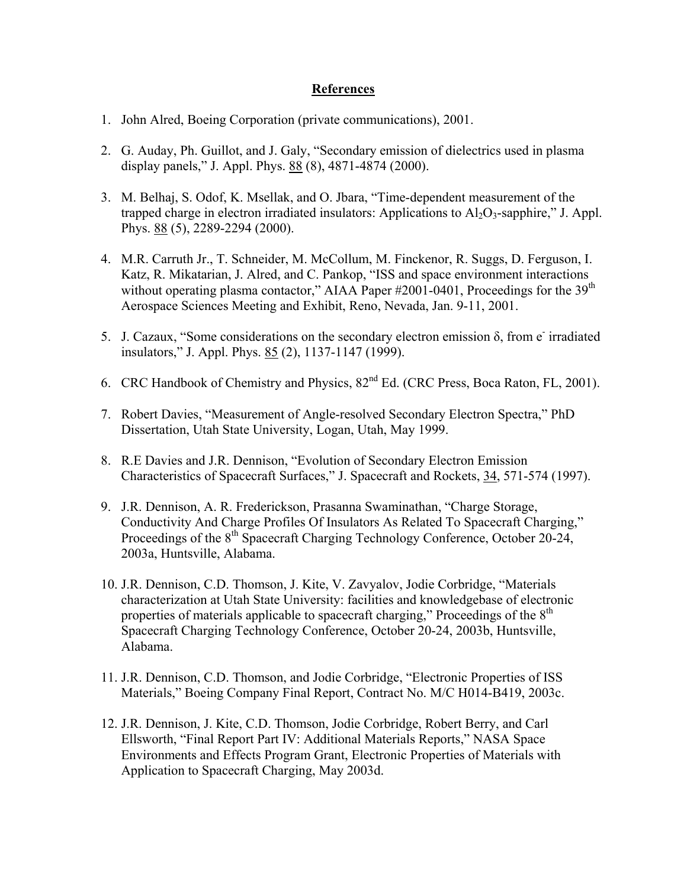## References

1. John Alred, Boeing Corporation (private communications), 2001.

2. G. Auday, Ph. Guillot, and J. Galy, "Secondary emission of dielectrics used in plasma display panels," J. Appl. Phys. 88 (8), 4871-4874 (2000).

3. M. Belhaj, S. Odof, K. Msellak, and O. Jbara, "Time-dependent measurement of the trapped charge in electron irradiated insulators: Applications to $Al_2O_3$-sapphire," J. Appl. Phys. 88 (5), 2289-2294 (2000).

4. M.R. Carruth Jr., T. Schneider, M. McCollum, M. Finckenor, R. Suggs, D. Ferguson, I. Katz, R. Mikatarian, J. Alred, and C. Pankop, "ISS and space environment interactions without operating plasma contactor," AIAA Paper #2001-0401, Proceedings for the 39th Aerospace Sciences Meeting and Exhibit, Reno, Nevada, Jan. 9-11, 2001.

5. J. Cazaux, "Some considerations on the secondary electron emission $\delta$, from $e^-$ irradiated insulators," J. Appl. Phys. 85 (2), 1137-1147 (1999).

6. CRC Handbook of Chemistry and Physics, 82nd Ed. (CRC Press, Boca Raton, FL, 2001).

7. Robert Davies, "Measurement of Angle-resolved Secondary Electron Spectra," PhD Dissertation, Utah State University, Logan, Utah, May 1999.

8. R.E Davies and J.R. Dennison, "Evolution of Secondary Electron Emission Characteristics of Spacecraft Surfaces," J. Spacecraft and Rockets, 34, 571-574 (1997).

9. J.R. Dennison, A. R. Frederickson, Prasanna Swaminathan, "Charge Storage, Conductivity And Charge Profiles Of Insulators As Related To Spacecraft Charging," Proceedings of the 8th Spacecraft Charging Technology Conference, October 20-24, 2003a, Huntsville, Alabama.

10. J.R. Dennison, C.D. Thomson, J. Kite, V. Zavyalov, Jodie Corbridge, "Materials characterization at Utah State University: facilities and knowledgebase of electronic properties of materials applicable to spacecraft charging," Proceedings of the 8th Spacecraft Charging Technology Conference, October 20-24, 2003b, Huntsville, Alabama.

11. J.R. Dennison, C.D. Thomson, and Jodie Corbridge, "Electronic Properties of ISS Materials," Boeing Company Final Report, Contract No. M/C H014-B419, 2003c.

12. J.R. Dennison, J. Kite, C.D. Thomson, Jodie Corbridge, Robert Berry, and Carl Ellsworth, "Final Report Part IV: Additional Materials Reports," NASA Space Environments and Effects Program Grant, Electronic Properties of Materials with Application to Spacecraft Charging, May 2003d.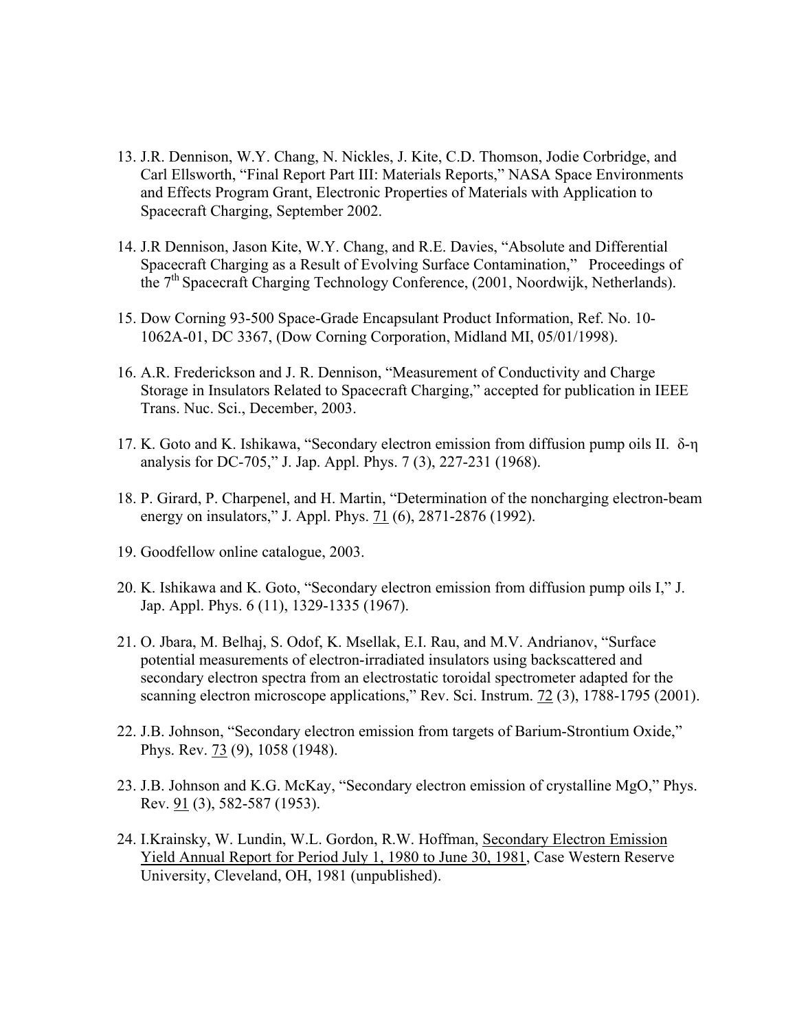13. J.R. Dennison, W.Y. Chang, N. Nickles, J. Kite, C.D. Thomson, Jodie Corbridge, and Carl Ellsworth, "Final Report Part III: Materials Reports," NASA Space Environments and Effects Program Grant, Electronic Properties of Materials with Application to Spacecraft Charging, September 2002.

14. J.R Dennison, Jason Kite, W.Y. Chang, and R.E. Davies, "Absolute and Differential Spacecraft Charging as a Result of Evolving Surface Contamination," Proceedings of the 7th Spacecraft Charging Technology Conference, (2001, Noordwijk, Netherlands).

15. Dow Corning 93-500 Space-Grade Encapsulant Product Information, Ref. No. 10-1062A-01, DC 3367, (Dow Corning Corporation, Midland MI, 05/01/1998).

16. A.R. Frederickson and J. R. Dennison, "Measurement of Conductivity and Charge Storage in Insulators Related to Spacecraft Charging," accepted for publication in IEEE Trans. Nuc. Sci., December, 2003.

17. K. Goto and K. Ishikawa, "Secondary electron emission from diffusion pump oils II. $\delta$-$\eta$ analysis for DC-705," J. Jap. Appl. Phys. 7 (3), 227-231 (1968).

18. P. Girard, P. Charpenel, and H. Martin, "Determination of the noncharging electron-beam energy on insulators," J. Appl. Phys. 71 (6), 2871-2876 (1992).

19. Goodfellow online catalogue, 2003.

20. K. Ishikawa and K. Goto, "Secondary electron emission from diffusion pump oils I," J. Jap. Appl. Phys. 6 (11), 1329-1335 (1967).

21. O. Jbara, M. Belhaj, S. Odof, K. Msellak, E.I. Rau, and M.V. Andrianov, "Surface potential measurements of electron-irradiated insulators using backscattered and secondary electron spectra from an electrostatic toroidal spectrometer adapted for the scanning electron microscope applications," Rev. Sci. Instrum. 72 (3), 1788-1795 (2001).

22. J.B. Johnson, "Secondary electron emission from targets of Barium-Strontium Oxide," Phys. Rev. 73 (9), 1058 (1948).

23. J.B. Johnson and K.G. McKay, "Secondary electron emission of crystalline MgO," Phys. Rev. 91 (3), 582-587 (1953).

24. I.Krainsky, W. Lundin, W.L. Gordon, R.W. Hoffman, Secondary Electron Emission Yield Annual Report for Period July 1, 1980 to June 30, 1981, Case Western Reserve University, Cleveland, OH, 1981 (unpublished).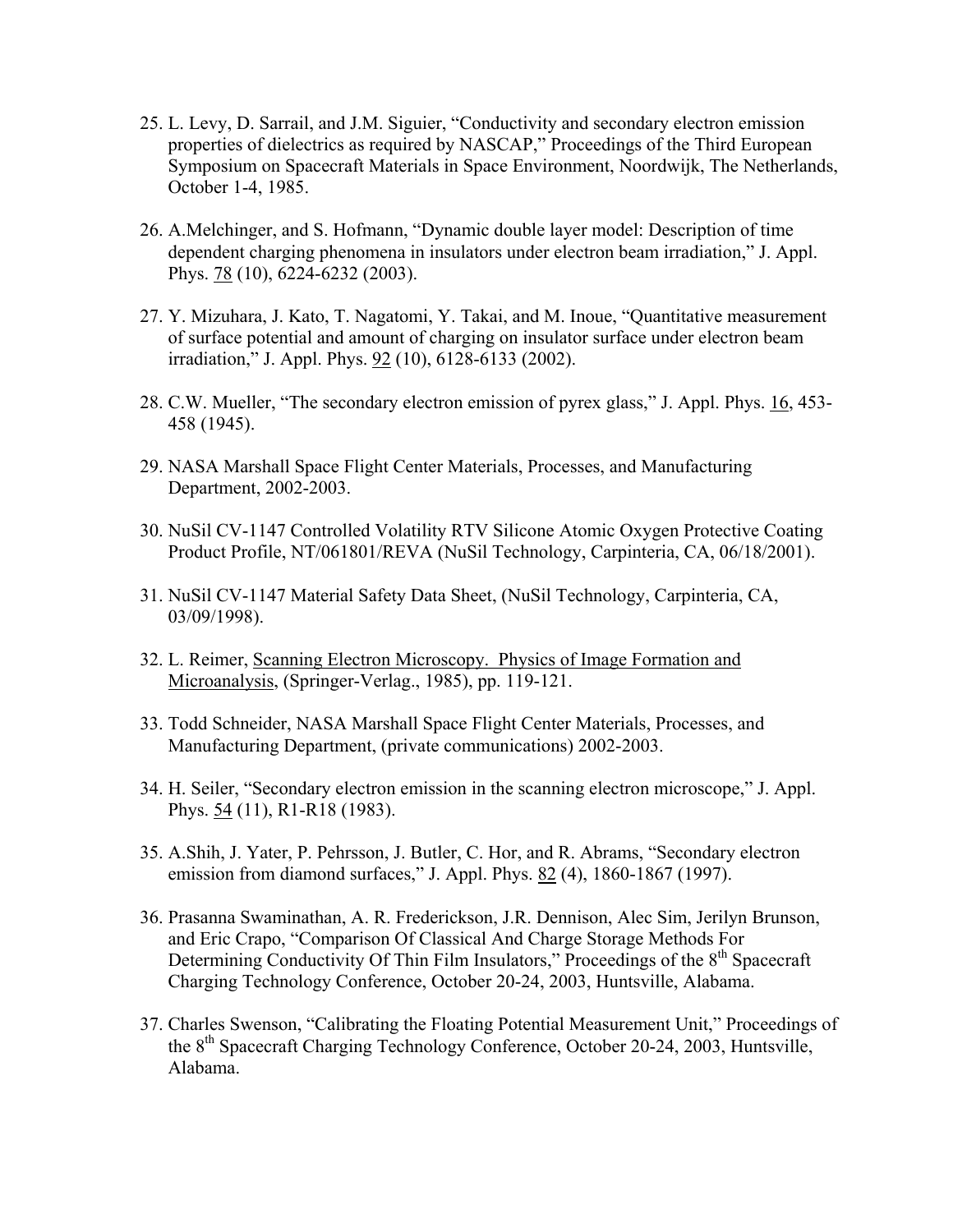25. L. Levy, D. Sarrail, and J.M. Siguier, "Conductivity and secondary electron emission properties of dielectrics as required by NASCAP," Proceedings of the Third European Symposium on Spacecraft Materials in Space Environment, Noordwijk, The Netherlands, October 1-4, 1985.

26. A.Melchinger, and S. Hofmann, "Dynamic double layer model: Description of time dependent charging phenomena in insulators under electron beam irradiation," J. Appl. Phys. 78 (10), 6224-6232 (2003).

27. Y. Mizuhara, J. Kato, T. Nagatomi, Y. Takai, and M. Inoue, "Quantitative measurement of surface potential and amount of charging on insulator surface under electron beam irradiation," J. Appl. Phys. 92 (10), 6128-6133 (2002).

28. C.W. Mueller, "The secondary electron emission of pyrex glass," J. Appl. Phys. 16, 453-458 (1945).

29. NASA Marshall Space Flight Center Materials, Processes, and Manufacturing Department, 2002-2003.

30. NuSil CV-1147 Controlled Volatility RTV Silicone Atomic Oxygen Protective Coating Product Profile, NT/061801/REVA (NuSil Technology, Carpinteria, CA, 06/18/2001).

31. NuSil CV-1147 Material Safety Data Sheet, (NuSil Technology, Carpinteria, CA, 03/09/1998).

32. L. Reimer, Scanning Electron Microscopy. Physics of Image Formation and Microanalysis, (Springer-Verlag., 1985), pp. 119-121.

33. Todd Schneider, NASA Marshall Space Flight Center Materials, Processes, and Manufacturing Department, (private communications) 2002-2003.

34. H. Seiler, "Secondary electron emission in the scanning electron microscope," J. Appl. Phys. 54 (11), R1-R18 (1983).

35. A.Shih, J. Yater, P. Pehrsson, J. Butler, C. Hor, and R. Abrams, "Secondary electron emission from diamond surfaces," J. Appl. Phys. 82 (4), 1860-1867 (1997).

36. Prasanna Swaminathan, A. R. Frederickson, J.R. Dennison, Alec Sim, Jerilyn Brunson, and Eric Crapo, "Comparison Of Classical And Charge Storage Methods For Determining Conductivity Of Thin Film Insulators," Proceedings of the 8th Spacecraft Charging Technology Conference, October 20-24, 2003, Huntsville, Alabama.

37. Charles Swenson, "Calibrating the Floating Potential Measurement Unit," Proceedings of the 8th Spacecraft Charging Technology Conference, October 20-24, 2003, Huntsville, Alabama.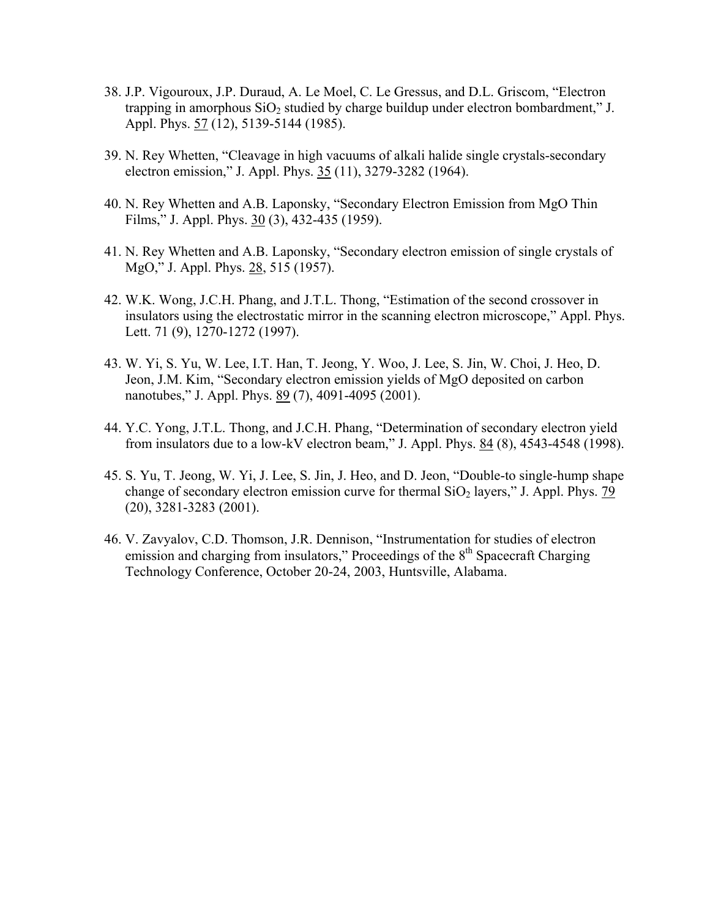38. J.P. Vigouroux, J.P. Duraud, A. Le Moel, C. Le Gressus, and D.L. Griscom, "Electron trapping in amorphous $SiO_2$ studied by charge buildup under electron bombardment," J. Appl. Phys. 57 (12), 5139-5144 (1985).

39. N. Rey Whetten, "Cleavage in high vacuums of alkali halide single crystals-secondary electron emission," J. Appl. Phys. 35 (11), 3279-3282 (1964).

40. N. Rey Whetten and A.B. Laponsky, "Secondary Electron Emission from MgO Thin Films," J. Appl. Phys. 30 (3), 432-435 (1959).

41. N. Rey Whetten and A.B. Laponsky, "Secondary electron emission of single crystals of MgO," J. Appl. Phys. 28, 515 (1957).

42. W.K. Wong, J.C.H. Phang, and J.T.L. Thong, "Estimation of the second crossover in insulators using the electrostatic mirror in the scanning electron microscope," Appl. Phys. Lett. 71 (9), 1270-1272 (1997).

43. W. Yi, S. Yu, W. Lee, I.T. Han, T. Jeong, Y. Woo, J. Lee, S. Jin, W. Choi, J. Heo, D. Jeon, J.M. Kim, "Secondary electron emission yields of MgO deposited on carbon nanotubes," J. Appl. Phys. 89 (7), 4091-4095 (2001).

44. Y.C. Yong, J.T.L. Thong, and J.C.H. Phang, "Determination of secondary electron yield from insulators due to a low-kV electron beam," J. Appl. Phys. 84 (8), 4543-4548 (1998).

45. S. Yu, T. Jeong, W. Yi, J. Lee, S. Jin, J. Heo, and D. Jeon, "Double-to single-hump shape change of secondary electron emission curve for thermal $SiO_2$ layers," J. Appl. Phys. 79 (20), 3281-3283 (2001).

46. V. Zavyalov, C.D. Thomson, J.R. Dennison, "Instrumentation for studies of electron emission and charging from insulators," Proceedings of the 8th Spacecraft Charging Technology Conference, October 20-24, 2003, Huntsville, Alabama.